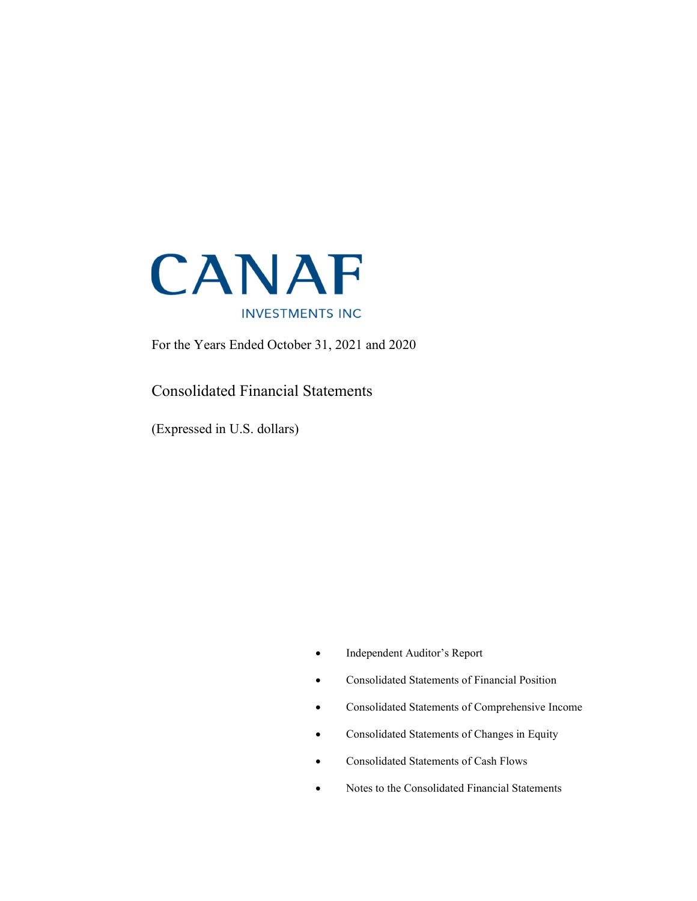# CANAF

INVESTMENTS INC

For the Years Ended October 31, 2021 and 2020

## Consolidated Financial Statements

(Expressed in U.S. dollars)

- Independent Auditor's Report
- Consolidated Statements of Financial Position
- Consolidated Statements of Comprehensive Income
- Consolidated Statements of Changes in Equity
- Consolidated Statements of Cash Flows
- Notes to the Consolidated Financial Statements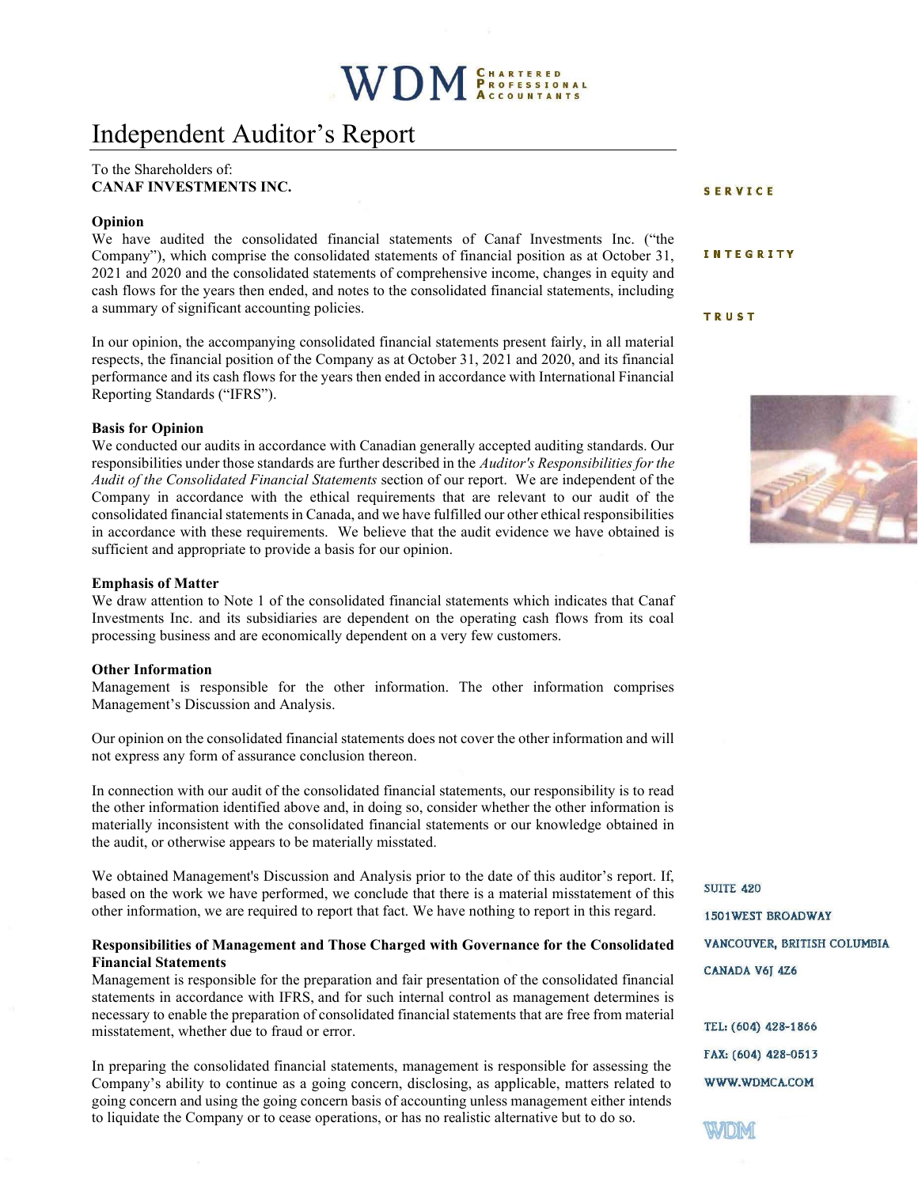# Independent Auditor's Report

To the Shareholders of:
**CANAF INVESTMENTS INC.**

### Opinion

We have audited the consolidated financial statements of Canaf Investments Inc. ("the Company"), which comprise the consolidated statements of financial position as at October 31, 2021 and 2020 and the consolidated statements of comprehensive income, changes in equity and cash flows for the years then ended, and notes to the consolidated financial statements, including a summary of significant accounting policies.

In our opinion, the accompanying consolidated financial statements present fairly, in all material respects, the financial position of the Company as at October 31, 2021 and 2020, and its financial performance and its cash flows for the years then ended in accordance with International Financial Reporting Standards ("IFRS").

### Basis for Opinion

We conducted our audits in accordance with Canadian generally accepted auditing standards. Our responsibilities under those standards are further described in the *Auditor's Responsibilities for the Audit of the Consolidated Financial Statements* section of our report. We are independent of the Company in accordance with the ethical requirements that are relevant to our audit of the consolidated financial statements in Canada, and we have fulfilled our other ethical responsibilities in accordance with these requirements. We believe that the audit evidence we have obtained is sufficient and appropriate to provide a basis for our opinion.

### Emphasis of Matter

We draw attention to Note 1 of the consolidated financial statements which indicates that Canaf Investments Inc. and its subsidiaries are dependent on the operating cash flows from its coal processing business and are economically dependent on a very few customers.

### Other Information

Management is responsible for the other information. The other information comprises Management's Discussion and Analysis.

Our opinion on the consolidated financial statements does not cover the other information and will not express any form of assurance conclusion thereon.

In connection with our audit of the consolidated financial statements, our responsibility is to read the other information identified above and, in doing so, consider whether the other information is materially inconsistent with the consolidated financial statements or our knowledge obtained in the audit, or otherwise appears to be materially misstated.

We obtained Management's Discussion and Analysis prior to the date of this auditor's report. If, based on the work we have performed, we conclude that there is a material misstatement of this other information, we are required to report that fact. We have nothing to report in this regard.

### Responsibilities of Management and Those Charged with Governance for the Consolidated Financial Statements

Management is responsible for the preparation and fair presentation of the consolidated financial statements in accordance with IFRS, and for such internal control as management determines is necessary to enable the preparation of consolidated financial statements that are free from material misstatement, whether due to fraud or error.

In preparing the consolidated financial statements, management is responsible for assessing the Company's ability to continue as a going concern, disclosing, as applicable, matters related to going concern and using the going concern basis of accounting unless management either intends to liquidate the Company or to cease operations, or has no realistic alternative but to do so.

SERVICE

INTEGRITY

TRUST

SUITE 420
1501 WEST BROADWAY
VANCOUVER, BRITISH COLUMBIA
CANADA V6J 4Z6

TEL: (604) 428-1866
FAX: (604) 428-0513
WWW.WDMCA.COM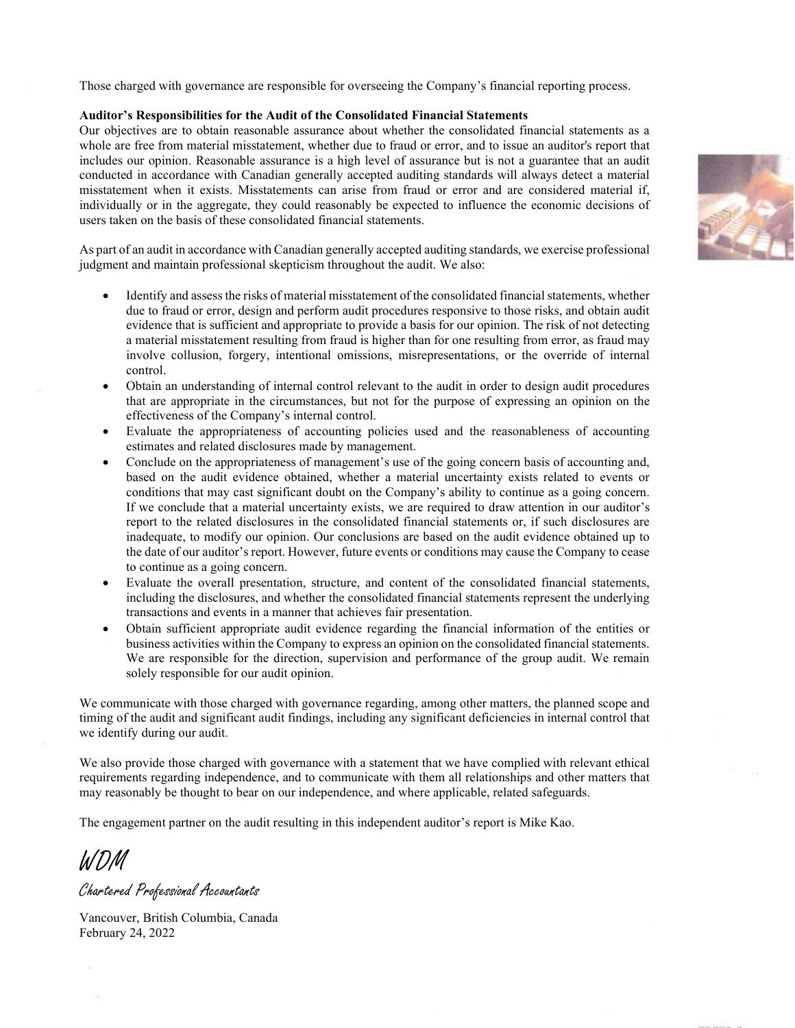Those charged with governance are responsible for overseeing the Company's financial reporting process.

**Auditor's Responsibilities for the Audit of the Consolidated Financial Statements**

Our objectives are to obtain reasonable assurance about whether the consolidated financial statements as a whole are free from material misstatement, whether due to fraud or error, and to issue an auditor's report that includes our opinion. Reasonable assurance is a high level of assurance but is not a guarantee that an audit conducted in accordance with Canadian generally accepted auditing standards will always detect a material misstatement when it exists. Misstatements can arise from fraud or error and are considered material if, individually or in the aggregate, they could reasonably be expected to influence the economic decisions of users taken on the basis of these consolidated financial statements.

As part of an audit in accordance with Canadian generally accepted auditing standards, we exercise professional judgment and maintain professional skepticism throughout the audit. We also:

- Identify and assess the risks of material misstatement of the consolidated financial statements, whether due to fraud or error, design and perform audit procedures responsive to those risks, and obtain audit evidence that is sufficient and appropriate to provide a basis for our opinion. The risk of not detecting a material misstatement resulting from fraud is higher than for one resulting from error, as fraud may involve collusion, forgery, intentional omissions, misrepresentations, or the override of internal control.
- Obtain an understanding of internal control relevant to the audit in order to design audit procedures that are appropriate in the circumstances, but not for the purpose of expressing an opinion on the effectiveness of the Company's internal control.
- Evaluate the appropriateness of accounting policies used and the reasonableness of accounting estimates and related disclosures made by management.
- Conclude on the appropriateness of management's use of the going concern basis of accounting and, based on the audit evidence obtained, whether a material uncertainty exists related to events or conditions that may cast significant doubt on the Company's ability to continue as a going concern. If we conclude that a material uncertainty exists, we are required to draw attention in our auditor's report to the related disclosures in the consolidated financial statements or, if such disclosures are inadequate, to modify our opinion. Our conclusions are based on the audit evidence obtained up to the date of our auditor's report. However, future events or conditions may cause the Company to cease to continue as a going concern.
- Evaluate the overall presentation, structure, and content of the consolidated financial statements, including the disclosures, and whether the consolidated financial statements represent the underlying transactions and events in a manner that achieves fair presentation.
- Obtain sufficient appropriate audit evidence regarding the financial information of the entities or business activities within the Company to express an opinion on the consolidated financial statements. We are responsible for the direction, supervision and performance of the group audit. We remain solely responsible for our audit opinion.

We communicate with those charged with governance regarding, among other matters, the planned scope and timing of the audit and significant audit findings, including any significant deficiencies in internal control that we identify during our audit.

We also provide those charged with governance with a statement that we have complied with relevant ethical requirements regarding independence, and to communicate with them all relationships and other matters that may reasonably be thought to bear on our independence, and where applicable, related safeguards.

The engagement partner on the audit resulting in this independent auditor's report is Mike Kao.

*WDM*

*Chartered Professional Accountants*

Vancouver, British Columbia, Canada
February 24, 2022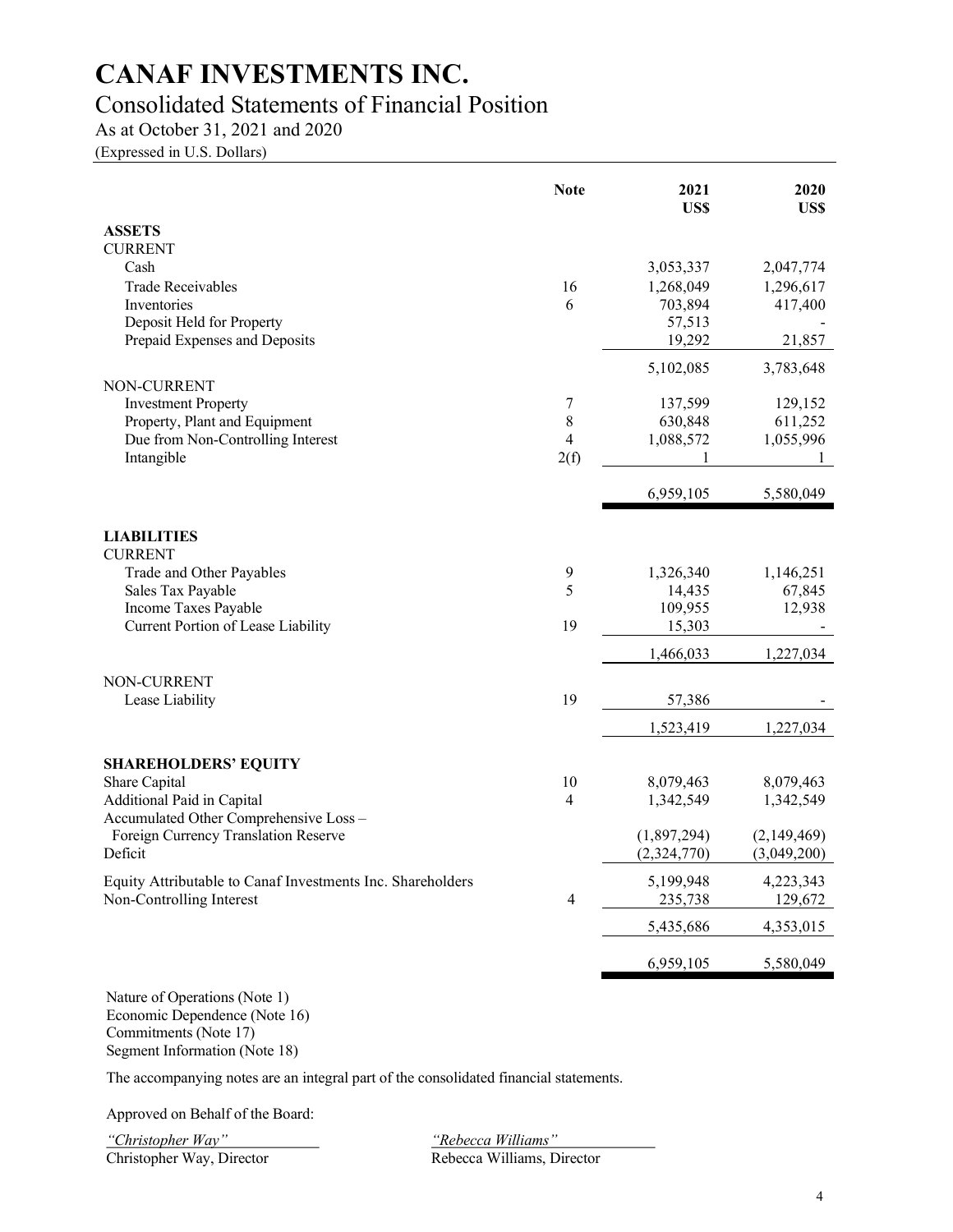# CANAF INVESTMENTS INC.

## Consolidated Statements of Financial Position

As at October 31, 2021 and 2020

(Expressed in U.S. Dollars)

| | Note | 2021 US$ | 2020 US$ |
|---|---|---|---|
| **ASSETS** | | | |
| CURRENT | | | |
| Cash | | 3,053,337 | 2,047,774 |
| Trade Receivables | 16 | 1,268,049 | 1,296,617 |
| Inventories | 6 | 703,894 | 417,400 |
| Deposit Held for Property | | 57,513 | - |
| Prepaid Expenses and Deposits | | 19,292 | 21,857 |
| | | 5,102,085 | 3,783,648 |
| NON-CURRENT | | | |
| Investment Property | 7 | 137,599 | 129,152 |
| Property, Plant and Equipment | 8 | 630,848 | 611,252 |
| Due from Non-Controlling Interest | 4 | 1,088,572 | 1,055,996 |
| Intangible | 2(f) | 1 | 1 |
| | | 6,959,105 | 5,580,049 |
| **LIABILITIES** | | | |
| CURRENT | | | |
| Trade and Other Payables | 9 | 1,326,340 | 1,146,251 |
| Sales Tax Payable | 5 | 14,435 | 67,845 |
| Income Taxes Payable | | 109,955 | 12,938 |
| Current Portion of Lease Liability | 19 | 15,303 | - |
| | | 1,466,033 | 1,227,034 |
| NON-CURRENT | | | |
| Lease Liability | 19 | 57,386 | - |
| | | 1,523,419 | 1,227,034 |
| **SHAREHOLDERS' EQUITY** | | | |
| Share Capital | 10 | 8,079,463 | 8,079,463 |
| Additional Paid in Capital | 4 | 1,342,549 | 1,342,549 |
| Accumulated Other Comprehensive Loss – Foreign Currency Translation Reserve | | (1,897,294) | (2,149,469) |
| Deficit | | (2,324,770) | (3,049,200) |
| Equity Attributable to Canaf Investments Inc. Shareholders | | 5,199,948 | 4,223,343 |
| Non-Controlling Interest | 4 | 235,738 | 129,672 |
| | | 5,435,686 | 4,353,015 |
| | | 6,959,105 | 5,580,049 |

Nature of Operations (Note 1)
Economic Dependence (Note 16)
Commitments (Note 17)
Segment Information (Note 18)

The accompanying notes are an integral part of the consolidated financial statements.

Approved on Behalf of the Board:

*"Christopher Way"*
Christopher Way, Director

*"Rebecca Williams"*
Rebecca Williams, Director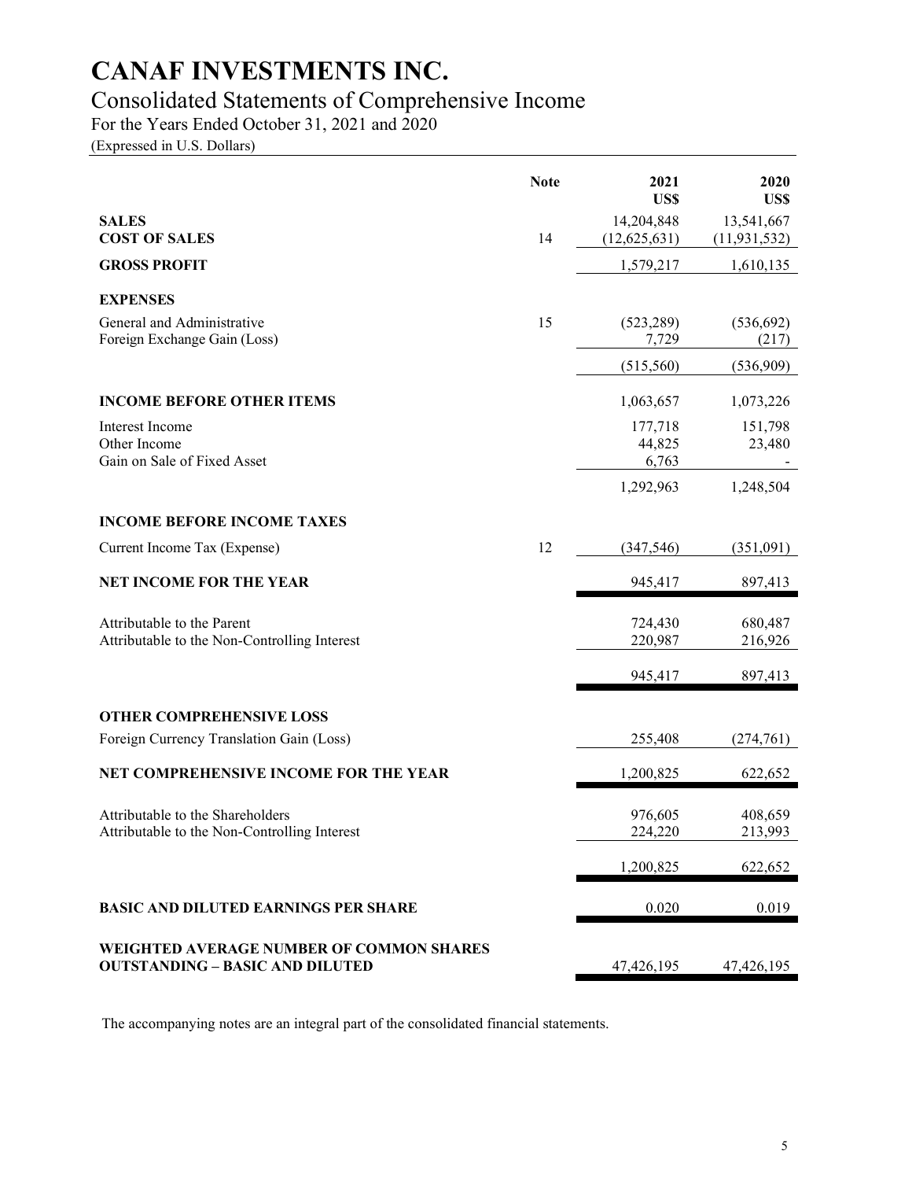# CANAF INVESTMENTS INC.

## Consolidated Statements of Comprehensive Income

For the Years Ended October 31, 2021 and 2020

(Expressed in U.S. Dollars)

| | Note | 2021 US$ | 2020 US$ |
|---|---|---|---|
| **SALES** | | 14,204,848 | 13,541,667 |
| **COST OF SALES** | 14 | (12,625,631) | (11,931,532) |
| **GROSS PROFIT** | | 1,579,217 | 1,610,135 |
| **EXPENSES** | | | |
| General and Administrative | 15 | (523,289) | (536,692) |
| Foreign Exchange Gain (Loss) | | 7,729 | (217) |
| | | (515,560) | (536,909) |
| **INCOME BEFORE OTHER ITEMS** | | 1,063,657 | 1,073,226 |
| Interest Income | | 177,718 | 151,798 |
| Other Income | | 44,825 | 23,480 |
| Gain on Sale of Fixed Asset | | 6,763 | - |
| | | 1,292,963 | 1,248,504 |
| **INCOME BEFORE INCOME TAXES** | | | |
| Current Income Tax (Expense) | 12 | (347,546) | (351,091) |
| **NET INCOME FOR THE YEAR** | | 945,417 | 897,413 |
| Attributable to the Parent | | 724,430 | 680,487 |
| Attributable to the Non-Controlling Interest | | 220,987 | 216,926 |
| | | 945,417 | 897,413 |
| **OTHER COMPREHENSIVE LOSS** | | | |
| Foreign Currency Translation Gain (Loss) | | 255,408 | (274,761) |
| **NET COMPREHENSIVE INCOME FOR THE YEAR** | | 1,200,825 | 622,652 |
| Attributable to the Shareholders | | 976,605 | 408,659 |
| Attributable to the Non-Controlling Interest | | 224,220 | 213,993 |
| | | 1,200,825 | 622,652 |
| **BASIC AND DILUTED EARNINGS PER SHARE** | | 0.020 | 0.019 |
| **WEIGHTED AVERAGE NUMBER OF COMMON SHARES OUTSTANDING – BASIC AND DILUTED** | | 47,426,195 | 47,426,195 |

The accompanying notes are an integral part of the consolidated financial statements.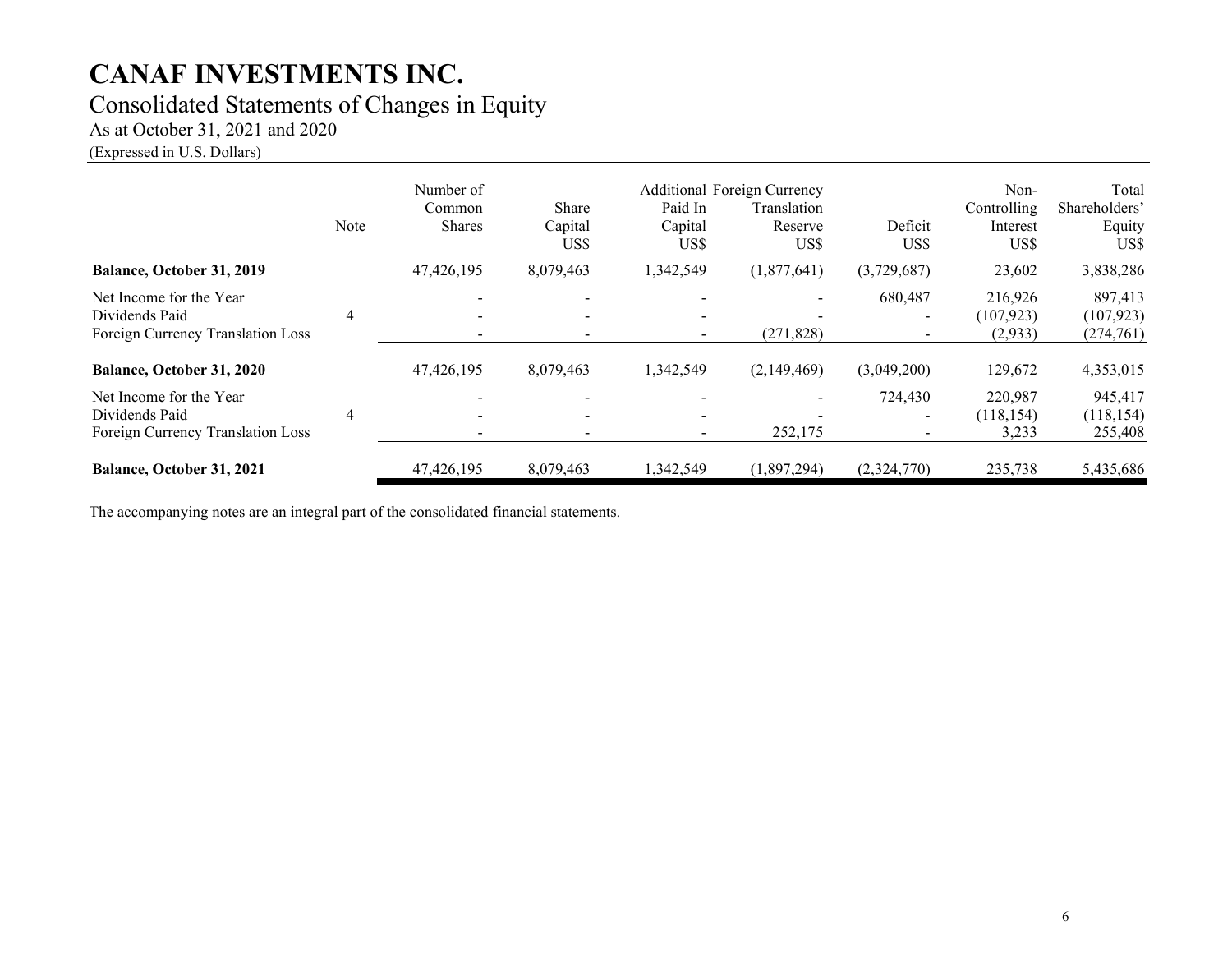# CANAF INVESTMENTS INC.

## Consolidated Statements of Changes in Equity

As at October 31, 2021 and 2020

(Expressed in U.S. Dollars)

| | Note | Number of Common Shares | Share Capital US$ | Additional Paid In Capital US$ | Foreign Currency Translation Reserve US$ | Deficit US$ | Non-Controlling Interest US$ | Total Shareholders' Equity US$ |
|---|---|---|---|---|---|---|---|---|
| **Balance, October 31, 2019** | | 47,426,195 | 8,079,463 | 1,342,549 | (1,877,641) | (3,729,687) | 23,602 | 3,838,286 |
| Net Income for the Year | | - | - | - | - | 680,487 | 216,926 | 897,413 |
| Dividends Paid | 4 | - | - | - | - | - | (107,923) | (107,923) |
| Foreign Currency Translation Loss | | - | - | - | (271,828) | - | (2,933) | (274,761) |
| **Balance, October 31, 2020** | | 47,426,195 | 8,079,463 | 1,342,549 | (2,149,469) | (3,049,200) | 129,672 | 4,353,015 |
| Net Income for the Year | | - | - | - | - | 724,430 | 220,987 | 945,417 |
| Dividends Paid | 4 | - | - | - | - | - | (118,154) | (118,154) |
| Foreign Currency Translation Loss | | - | - | - | 252,175 | - | 3,233 | 255,408 |
| **Balance, October 31, 2021** | | 47,426,195 | 8,079,463 | 1,342,549 | (1,897,294) | (2,324,770) | 235,738 | 5,435,686 |

The accompanying notes are an integral part of the consolidated financial statements.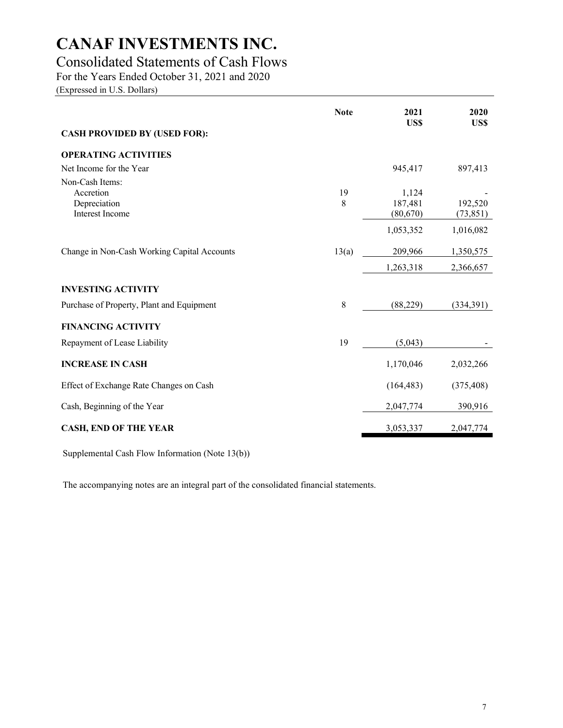# CANAF INVESTMENTS INC.

## Consolidated Statements of Cash Flows

For the Years Ended October 31, 2021 and 2020

(Expressed in U.S. Dollars)

| | Note | 2021 US$ | 2020 US$ |
|---|---|---|---|
| **CASH PROVIDED BY (USED FOR):** | | | |
| **OPERATING ACTIVITIES** | | | |
| Net Income for the Year | | 945,417 | 897,413 |
| Non-Cash Items: | | | |
| Accretion | 19 | 1,124 | - |
| Depreciation | 8 | 187,481 | 192,520 |
| Interest Income | | (80,670) | (73,851) |
| | | 1,053,352 | 1,016,082 |
| Change in Non-Cash Working Capital Accounts | 13(a) | 209,966 | 1,350,575 |
| | | 1,263,318 | 2,366,657 |
| **INVESTING ACTIVITY** | | | |
| Purchase of Property, Plant and Equipment | 8 | (88,229) | (334,391) |
| **FINANCING ACTIVITY** | | | |
| Repayment of Lease Liability | 19 | (5,043) | - |
| **INCREASE IN CASH** | | 1,170,046 | 2,032,266 |
| Effect of Exchange Rate Changes on Cash | | (164,483) | (375,408) |
| Cash, Beginning of the Year | | 2,047,774 | 390,916 |
| **CASH, END OF THE YEAR** | | 3,053,337 | 2,047,774 |

Supplemental Cash Flow Information (Note 13(b))

The accompanying notes are an integral part of the consolidated financial statements.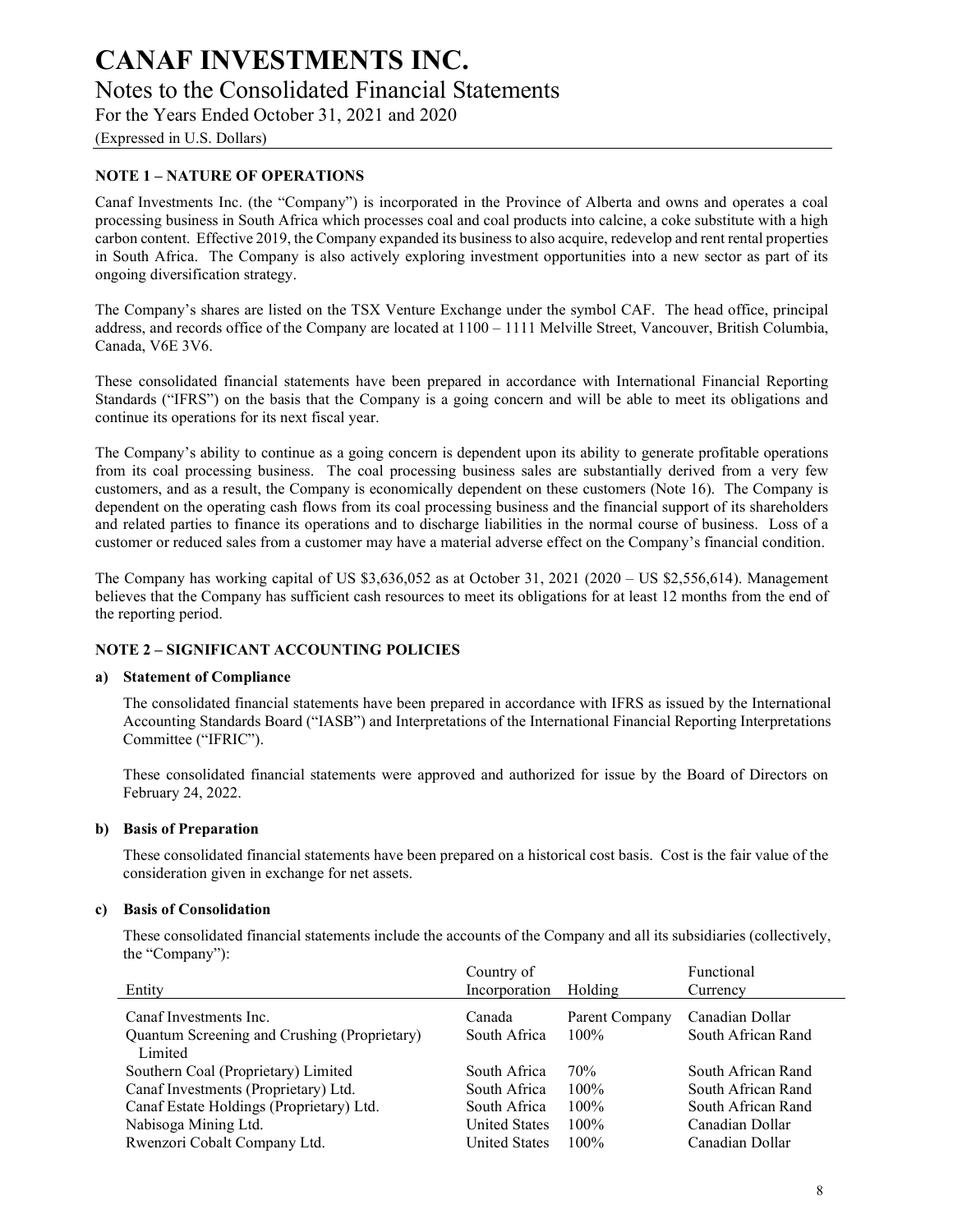# CANAF INVESTMENTS INC.

## Notes to the Consolidated Financial Statements

For the Years Ended October 31, 2021 and 2020

(Expressed in U.S. Dollars)

### NOTE 1 – NATURE OF OPERATIONS

Canaf Investments Inc. (the "Company") is incorporated in the Province of Alberta and owns and operates a coal processing business in South Africa which processes coal and coal products into calcine, a coke substitute with a high carbon content. Effective 2019, the Company expanded its business to also acquire, redevelop and rent rental properties in South Africa. The Company is also actively exploring investment opportunities into a new sector as part of its ongoing diversification strategy.

The Company's shares are listed on the TSX Venture Exchange under the symbol CAF. The head office, principal address, and records office of the Company are located at 1100 – 1111 Melville Street, Vancouver, British Columbia, Canada, V6E 3V6.

These consolidated financial statements have been prepared in accordance with International Financial Reporting Standards ("IFRS") on the basis that the Company is a going concern and will be able to meet its obligations and continue its operations for its next fiscal year.

The Company's ability to continue as a going concern is dependent upon its ability to generate profitable operations from its coal processing business. The coal processing business sales are substantially derived from a very few customers, and as a result, the Company is economically dependent on these customers (Note 16). The Company is dependent on the operating cash flows from its coal processing business and the financial support of its shareholders and related parties to finance its operations and to discharge liabilities in the normal course of business. Loss of a customer or reduced sales from a customer may have a material adverse effect on the Company's financial condition.

The Company has working capital of US $3,636,052 as at October 31, 2021 (2020 – US $2,556,614). Management believes that the Company has sufficient cash resources to meet its obligations for at least 12 months from the end of the reporting period.

### NOTE 2 – SIGNIFICANT ACCOUNTING POLICIES

**a) Statement of Compliance**

The consolidated financial statements have been prepared in accordance with IFRS as issued by the International Accounting Standards Board ("IASB") and Interpretations of the International Financial Reporting Interpretations Committee ("IFRIC").

These consolidated financial statements were approved and authorized for issue by the Board of Directors on February 24, 2022.

**b) Basis of Preparation**

These consolidated financial statements have been prepared on a historical cost basis. Cost is the fair value of the consideration given in exchange for net assets.

**c) Basis of Consolidation**

These consolidated financial statements include the accounts of the Company and all its subsidiaries (collectively, the "Company"):

| Entity | Country of Incorporation | Holding | Functional Currency |
|---|---|---|---|
| Canaf Investments Inc. | Canada | Parent Company | Canadian Dollar |
| Quantum Screening and Crushing (Proprietary) Limited | South Africa | 100% | South African Rand |
| Southern Coal (Proprietary) Limited | South Africa | 70% | South African Rand |
| Canaf Investments (Proprietary) Ltd. | South Africa | 100% | South African Rand |
| Canaf Estate Holdings (Proprietary) Ltd. | South Africa | 100% | South African Rand |
| Nabisoga Mining Ltd. | United States | 100% | Canadian Dollar |
| Rwenzori Cobalt Company Ltd. | United States | 100% | Canadian Dollar |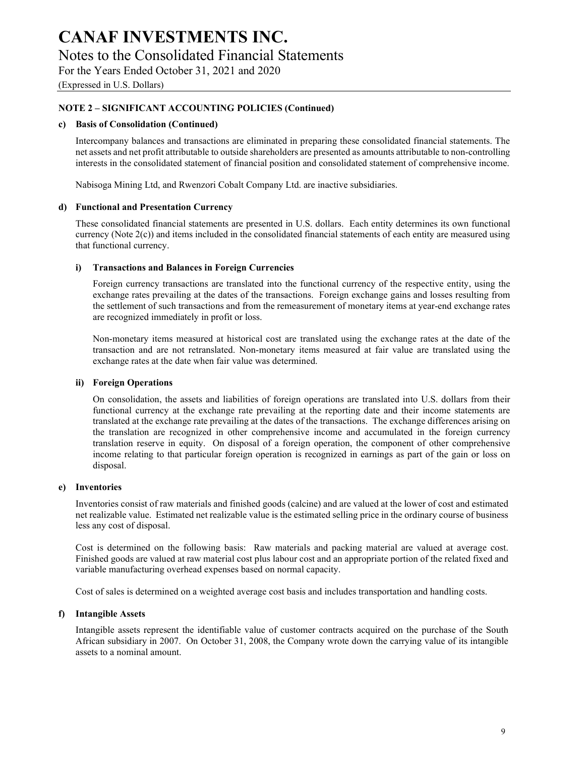# CANAF INVESTMENTS INC.

## Notes to the Consolidated Financial Statements

For the Years Ended October 31, 2021 and 2020

(Expressed in U.S. Dollars)

### NOTE 2 – SIGNIFICANT ACCOUNTING POLICIES (Continued)

#### c) Basis of Consolidation (Continued)

Intercompany balances and transactions are eliminated in preparing these consolidated financial statements. The net assets and net profit attributable to outside shareholders are presented as amounts attributable to non-controlling interests in the consolidated statement of financial position and consolidated statement of comprehensive income.

Nabisoga Mining Ltd, and Rwenzori Cobalt Company Ltd. are inactive subsidiaries.

#### d) Functional and Presentation Currency

These consolidated financial statements are presented in U.S. dollars. Each entity determines its own functional currency (Note 2(c)) and items included in the consolidated financial statements of each entity are measured using that functional currency.

##### i) Transactions and Balances in Foreign Currencies

Foreign currency transactions are translated into the functional currency of the respective entity, using the exchange rates prevailing at the dates of the transactions. Foreign exchange gains and losses resulting from the settlement of such transactions and from the remeasurement of monetary items at year-end exchange rates are recognized immediately in profit or loss.

Non-monetary items measured at historical cost are translated using the exchange rates at the date of the transaction and are not retranslated. Non-monetary items measured at fair value are translated using the exchange rates at the date when fair value was determined.

##### ii) Foreign Operations

On consolidation, the assets and liabilities of foreign operations are translated into U.S. dollars from their functional currency at the exchange rate prevailing at the reporting date and their income statements are translated at the exchange rate prevailing at the dates of the transactions. The exchange differences arising on the translation are recognized in other comprehensive income and accumulated in the foreign currency translation reserve in equity. On disposal of a foreign operation, the component of other comprehensive income relating to that particular foreign operation is recognized in earnings as part of the gain or loss on disposal.

#### e) Inventories

Inventories consist of raw materials and finished goods (calcine) and are valued at the lower of cost and estimated net realizable value. Estimated net realizable value is the estimated selling price in the ordinary course of business less any cost of disposal.

Cost is determined on the following basis: Raw materials and packing material are valued at average cost. Finished goods are valued at raw material cost plus labour cost and an appropriate portion of the related fixed and variable manufacturing overhead expenses based on normal capacity.

Cost of sales is determined on a weighted average cost basis and includes transportation and handling costs.

#### f) Intangible Assets

Intangible assets represent the identifiable value of customer contracts acquired on the purchase of the South African subsidiary in 2007. On October 31, 2008, the Company wrote down the carrying value of its intangible assets to a nominal amount.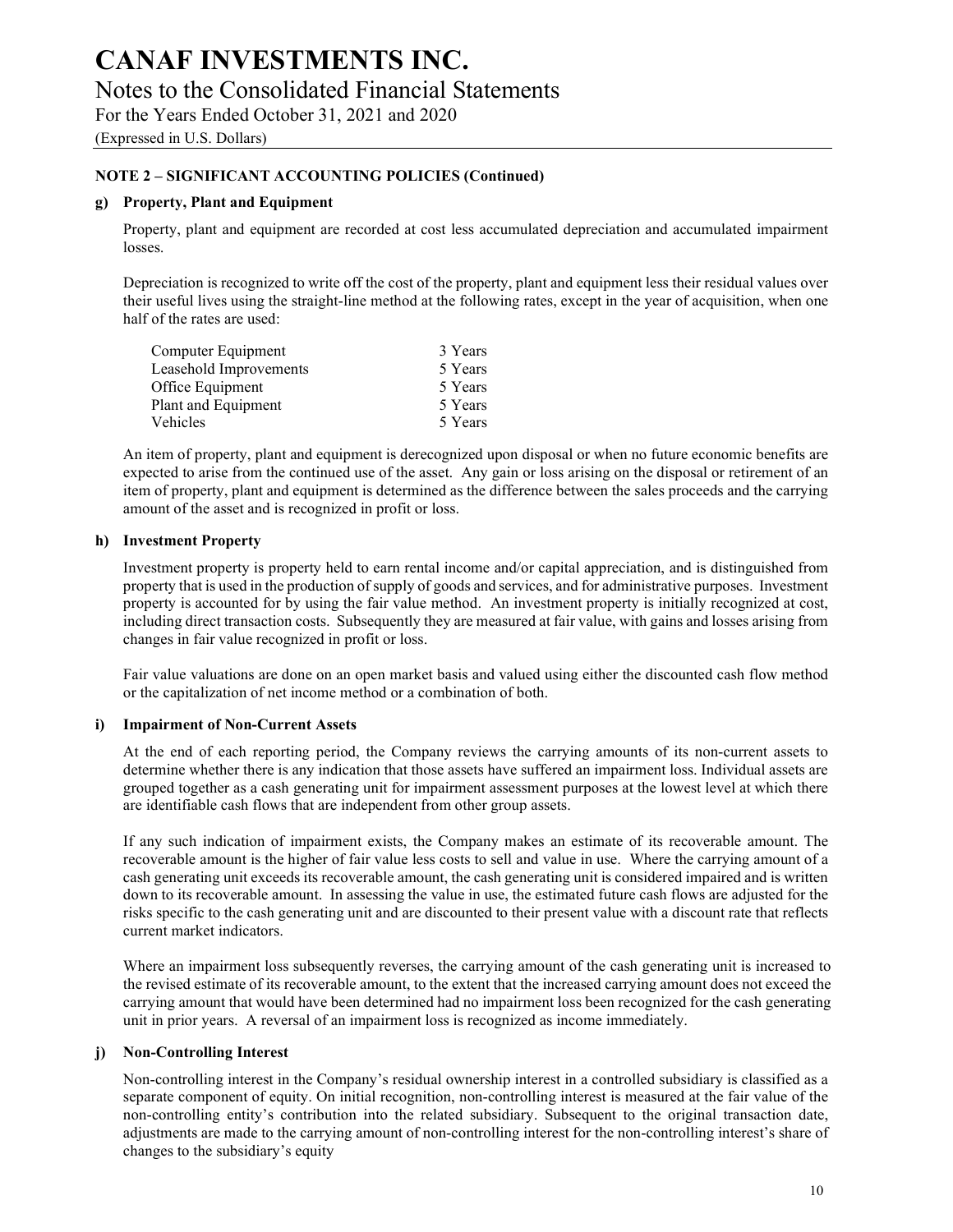## NOTE 2 – SIGNIFICANT ACCOUNTING POLICIES (Continued)

### g) Property, Plant and Equipment

Property, plant and equipment are recorded at cost less accumulated depreciation and accumulated impairment losses.

Depreciation is recognized to write off the cost of the property, plant and equipment less their residual values over their useful lives using the straight-line method at the following rates, except in the year of acquisition, when one half of the rates are used:

| | |
|---|---|
| Computer Equipment | 3 Years |
| Leasehold Improvements | 5 Years |
| Office Equipment | 5 Years |
| Plant and Equipment | 5 Years |
| Vehicles | 5 Years |

An item of property, plant and equipment is derecognized upon disposal or when no future economic benefits are expected to arise from the continued use of the asset. Any gain or loss arising on the disposal or retirement of an item of property, plant and equipment is determined as the difference between the sales proceeds and the carrying amount of the asset and is recognized in profit or loss.

### h) Investment Property

Investment property is property held to earn rental income and/or capital appreciation, and is distinguished from property that is used in the production of supply of goods and services, and for administrative purposes. Investment property is accounted for by using the fair value method. An investment property is initially recognized at cost, including direct transaction costs. Subsequently they are measured at fair value, with gains and losses arising from changes in fair value recognized in profit or loss.

Fair value valuations are done on an open market basis and valued using either the discounted cash flow method or the capitalization of net income method or a combination of both.

### i) Impairment of Non-Current Assets

At the end of each reporting period, the Company reviews the carrying amounts of its non-current assets to determine whether there is any indication that those assets have suffered an impairment loss. Individual assets are grouped together as a cash generating unit for impairment assessment purposes at the lowest level at which there are identifiable cash flows that are independent from other group assets.

If any such indication of impairment exists, the Company makes an estimate of its recoverable amount. The recoverable amount is the higher of fair value less costs to sell and value in use. Where the carrying amount of a cash generating unit exceeds its recoverable amount, the cash generating unit is considered impaired and is written down to its recoverable amount. In assessing the value in use, the estimated future cash flows are adjusted for the risks specific to the cash generating unit and are discounted to their present value with a discount rate that reflects current market indicators.

Where an impairment loss subsequently reverses, the carrying amount of the cash generating unit is increased to the revised estimate of its recoverable amount, to the extent that the increased carrying amount does not exceed the carrying amount that would have been determined had no impairment loss been recognized for the cash generating unit in prior years. A reversal of an impairment loss is recognized as income immediately.

### j) Non-Controlling Interest

Non-controlling interest in the Company's residual ownership interest in a controlled subsidiary is classified as a separate component of equity. On initial recognition, non-controlling interest is measured at the fair value of the non-controlling entity's contribution into the related subsidiary. Subsequent to the original transaction date, adjustments are made to the carrying amount of non-controlling interest for the non-controlling interest's share of changes to the subsidiary's equity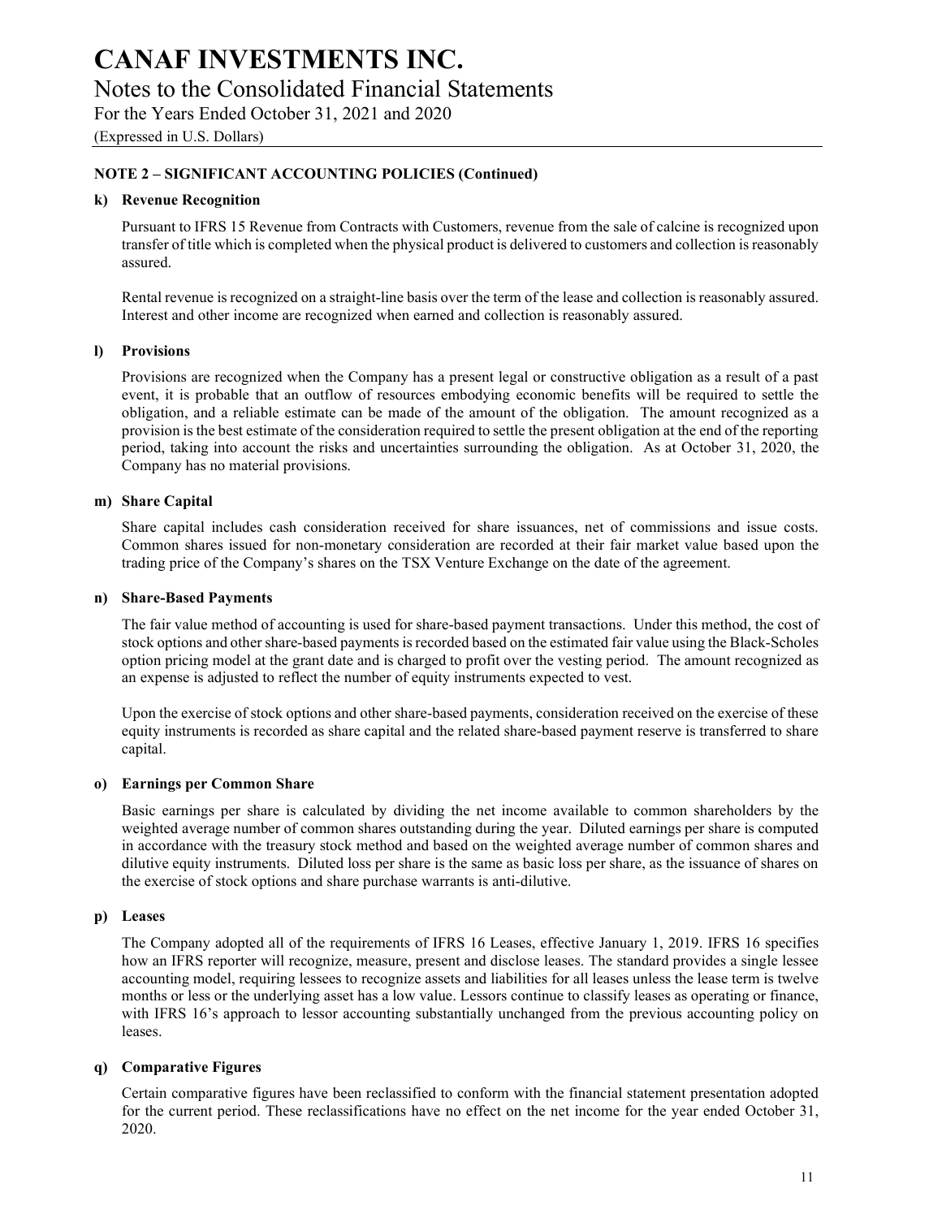# CANAF INVESTMENTS INC.

## Notes to the Consolidated Financial Statements

For the Years Ended October 31, 2021 and 2020

(Expressed in U.S. Dollars)

### NOTE 2 – SIGNIFICANT ACCOUNTING POLICIES (Continued)

#### k) Revenue Recognition

Pursuant to IFRS 15 Revenue from Contracts with Customers, revenue from the sale of calcine is recognized upon transfer of title which is completed when the physical product is delivered to customers and collection is reasonably assured.

Rental revenue is recognized on a straight-line basis over the term of the lease and collection is reasonably assured. Interest and other income are recognized when earned and collection is reasonably assured.

#### l) Provisions

Provisions are recognized when the Company has a present legal or constructive obligation as a result of a past event, it is probable that an outflow of resources embodying economic benefits will be required to settle the obligation, and a reliable estimate can be made of the amount of the obligation. The amount recognized as a provision is the best estimate of the consideration required to settle the present obligation at the end of the reporting period, taking into account the risks and uncertainties surrounding the obligation. As at October 31, 2020, the Company has no material provisions.

#### m) Share Capital

Share capital includes cash consideration received for share issuances, net of commissions and issue costs. Common shares issued for non-monetary consideration are recorded at their fair market value based upon the trading price of the Company's shares on the TSX Venture Exchange on the date of the agreement.

#### n) Share-Based Payments

The fair value method of accounting is used for share-based payment transactions. Under this method, the cost of stock options and other share-based payments is recorded based on the estimated fair value using the Black-Scholes option pricing model at the grant date and is charged to profit over the vesting period. The amount recognized as an expense is adjusted to reflect the number of equity instruments expected to vest.

Upon the exercise of stock options and other share-based payments, consideration received on the exercise of these equity instruments is recorded as share capital and the related share-based payment reserve is transferred to share capital.

#### o) Earnings per Common Share

Basic earnings per share is calculated by dividing the net income available to common shareholders by the weighted average number of common shares outstanding during the year. Diluted earnings per share is computed in accordance with the treasury stock method and based on the weighted average number of common shares and dilutive equity instruments. Diluted loss per share is the same as basic loss per share, as the issuance of shares on the exercise of stock options and share purchase warrants is anti-dilutive.

#### p) Leases

The Company adopted all of the requirements of IFRS 16 Leases, effective January 1, 2019. IFRS 16 specifies how an IFRS reporter will recognize, measure, present and disclose leases. The standard provides a single lessee accounting model, requiring lessees to recognize assets and liabilities for all leases unless the lease term is twelve months or less or the underlying asset has a low value. Lessors continue to classify leases as operating or finance, with IFRS 16's approach to lessor accounting substantially unchanged from the previous accounting policy on leases.

#### q) Comparative Figures

Certain comparative figures have been reclassified to conform with the financial statement presentation adopted for the current period. These reclassifications have no effect on the net income for the year ended October 31, 2020.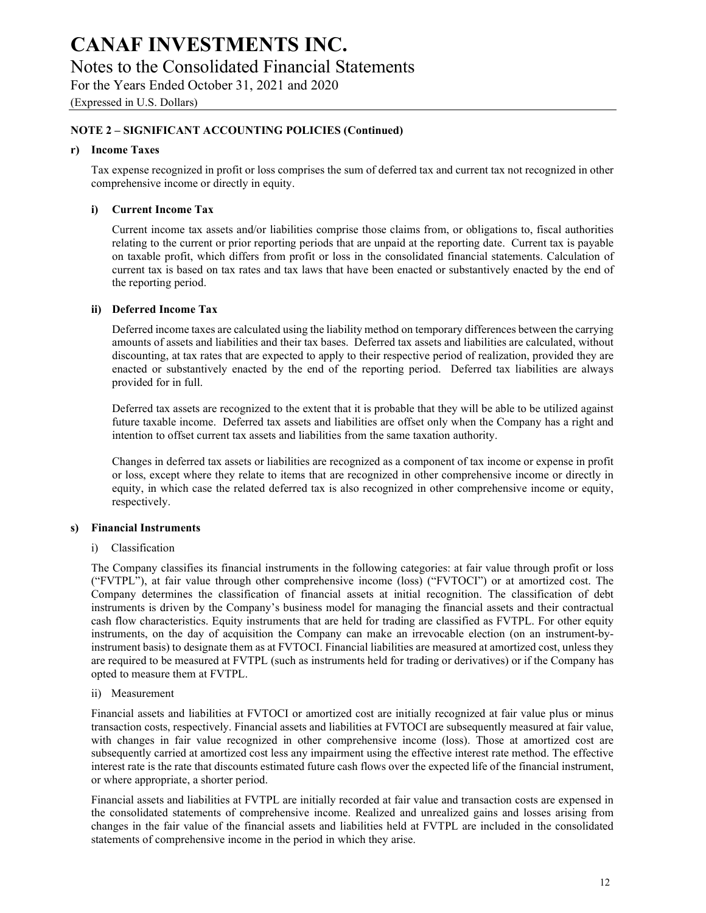# CANAF INVESTMENTS INC.

## Notes to the Consolidated Financial Statements

For the Years Ended October 31, 2021 and 2020

(Expressed in U.S. Dollars)

### NOTE 2 – SIGNIFICANT ACCOUNTING POLICIES (Continued)

#### r) Income Taxes

Tax expense recognized in profit or loss comprises the sum of deferred tax and current tax not recognized in other comprehensive income or directly in equity.

##### i) Current Income Tax

Current income tax assets and/or liabilities comprise those claims from, or obligations to, fiscal authorities relating to the current or prior reporting periods that are unpaid at the reporting date. Current tax is payable on taxable profit, which differs from profit or loss in the consolidated financial statements. Calculation of current tax is based on tax rates and tax laws that have been enacted or substantively enacted by the end of the reporting period.

##### ii) Deferred Income Tax

Deferred income taxes are calculated using the liability method on temporary differences between the carrying amounts of assets and liabilities and their tax bases. Deferred tax assets and liabilities are calculated, without discounting, at tax rates that are expected to apply to their respective period of realization, provided they are enacted or substantively enacted by the end of the reporting period. Deferred tax liabilities are always provided for in full.

Deferred tax assets are recognized to the extent that it is probable that they will be able to be utilized against future taxable income. Deferred tax assets and liabilities are offset only when the Company has a right and intention to offset current tax assets and liabilities from the same taxation authority.

Changes in deferred tax assets or liabilities are recognized as a component of tax income or expense in profit or loss, except where they relate to items that are recognized in other comprehensive income or directly in equity, in which case the related deferred tax is also recognized in other comprehensive income or equity, respectively.

#### s) Financial Instruments

i) Classification

The Company classifies its financial instruments in the following categories: at fair value through profit or loss ("FVTPL"), at fair value through other comprehensive income (loss) ("FVTOCI") or at amortized cost. The Company determines the classification of financial assets at initial recognition. The classification of debt instruments is driven by the Company's business model for managing the financial assets and their contractual cash flow characteristics. Equity instruments that are held for trading are classified as FVTPL. For other equity instruments, on the day of acquisition the Company can make an irrevocable election (on an instrument-by-instrument basis) to designate them as at FVTOCI. Financial liabilities are measured at amortized cost, unless they are required to be measured at FVTPL (such as instruments held for trading or derivatives) or if the Company has opted to measure them at FVTPL.

ii) Measurement

Financial assets and liabilities at FVTOCI or amortized cost are initially recognized at fair value plus or minus transaction costs, respectively. Financial assets and liabilities at FVTOCI are subsequently measured at fair value, with changes in fair value recognized in other comprehensive income (loss). Those at amortized cost are subsequently carried at amortized cost less any impairment using the effective interest rate method. The effective interest rate is the rate that discounts estimated future cash flows over the expected life of the financial instrument, or where appropriate, a shorter period.

Financial assets and liabilities at FVTPL are initially recorded at fair value and transaction costs are expensed in the consolidated statements of comprehensive income. Realized and unrealized gains and losses arising from changes in the fair value of the financial assets and liabilities held at FVTPL are included in the consolidated statements of comprehensive income in the period in which they arise.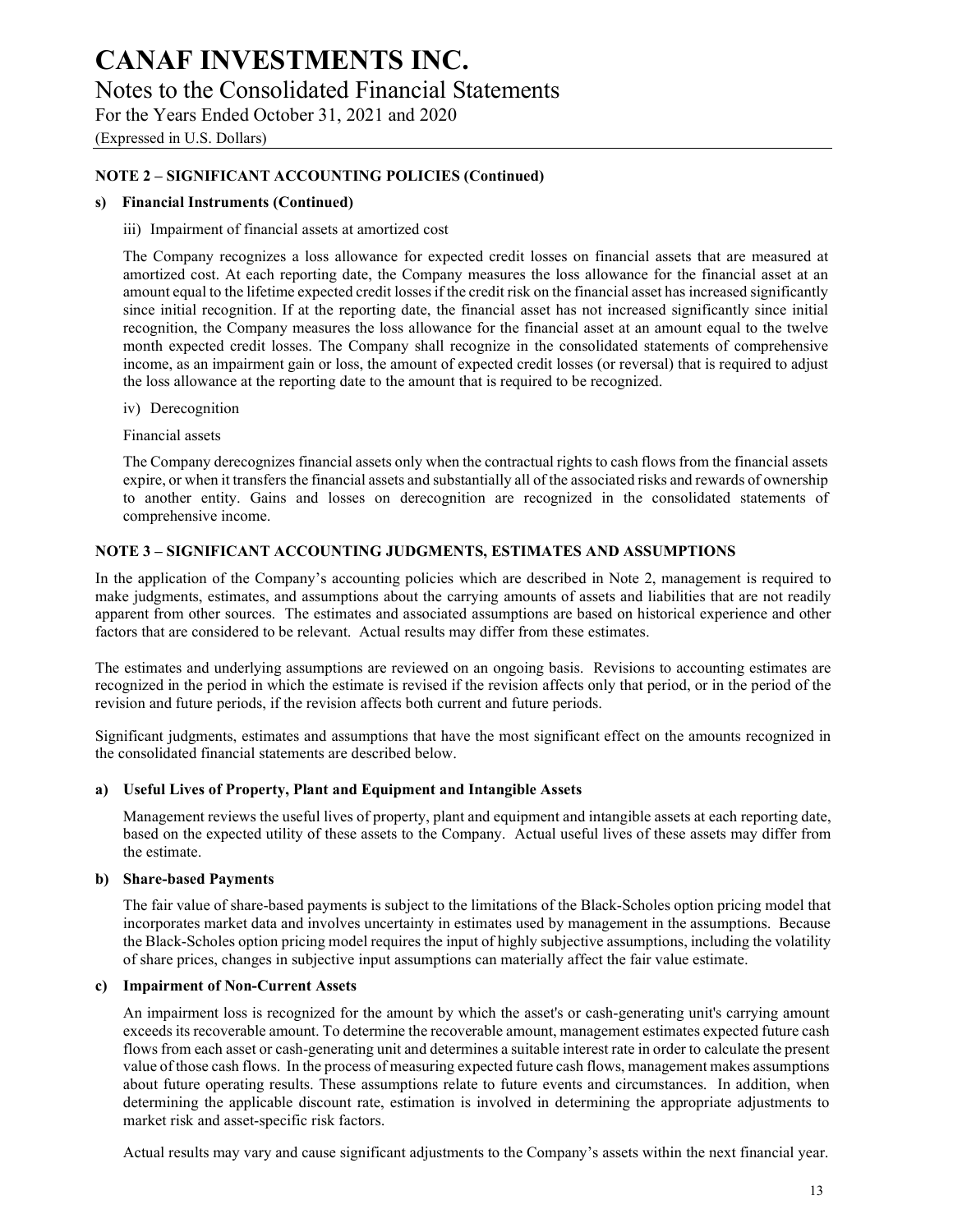## NOTE 2 – SIGNIFICANT ACCOUNTING POLICIES (Continued)

### s) Financial Instruments (Continued)

iii) Impairment of financial assets at amortized cost

The Company recognizes a loss allowance for expected credit losses on financial assets that are measured at amortized cost. At each reporting date, the Company measures the loss allowance for the financial asset at an amount equal to the lifetime expected credit losses if the credit risk on the financial asset has increased significantly since initial recognition. If at the reporting date, the financial asset has not increased significantly since initial recognition, the Company measures the loss allowance for the financial asset at an amount equal to the twelve month expected credit losses. The Company shall recognize in the consolidated statements of comprehensive income, as an impairment gain or loss, the amount of expected credit losses (or reversal) that is required to adjust the loss allowance at the reporting date to the amount that is required to be recognized.

iv) Derecognition

Financial assets

The Company derecognizes financial assets only when the contractual rights to cash flows from the financial assets expire, or when it transfers the financial assets and substantially all of the associated risks and rewards of ownership to another entity. Gains and losses on derecognition are recognized in the consolidated statements of comprehensive income.

## NOTE 3 – SIGNIFICANT ACCOUNTING JUDGMENTS, ESTIMATES AND ASSUMPTIONS

In the application of the Company's accounting policies which are described in Note 2, management is required to make judgments, estimates, and assumptions about the carrying amounts of assets and liabilities that are not readily apparent from other sources. The estimates and associated assumptions are based on historical experience and other factors that are considered to be relevant. Actual results may differ from these estimates.

The estimates and underlying assumptions are reviewed on an ongoing basis. Revisions to accounting estimates are recognized in the period in which the estimate is revised if the revision affects only that period, or in the period of the revision and future periods, if the revision affects both current and future periods.

Significant judgments, estimates and assumptions that have the most significant effect on the amounts recognized in the consolidated financial statements are described below.

### a) Useful Lives of Property, Plant and Equipment and Intangible Assets

Management reviews the useful lives of property, plant and equipment and intangible assets at each reporting date, based on the expected utility of these assets to the Company. Actual useful lives of these assets may differ from the estimate.

### b) Share-based Payments

The fair value of share-based payments is subject to the limitations of the Black-Scholes option pricing model that incorporates market data and involves uncertainty in estimates used by management in the assumptions. Because the Black-Scholes option pricing model requires the input of highly subjective assumptions, including the volatility of share prices, changes in subjective input assumptions can materially affect the fair value estimate.

### c) Impairment of Non-Current Assets

An impairment loss is recognized for the amount by which the asset's or cash-generating unit's carrying amount exceeds its recoverable amount. To determine the recoverable amount, management estimates expected future cash flows from each asset or cash-generating unit and determines a suitable interest rate in order to calculate the present value of those cash flows. In the process of measuring expected future cash flows, management makes assumptions about future operating results. These assumptions relate to future events and circumstances. In addition, when determining the applicable discount rate, estimation is involved in determining the appropriate adjustments to market risk and asset-specific risk factors.

Actual results may vary and cause significant adjustments to the Company's assets within the next financial year.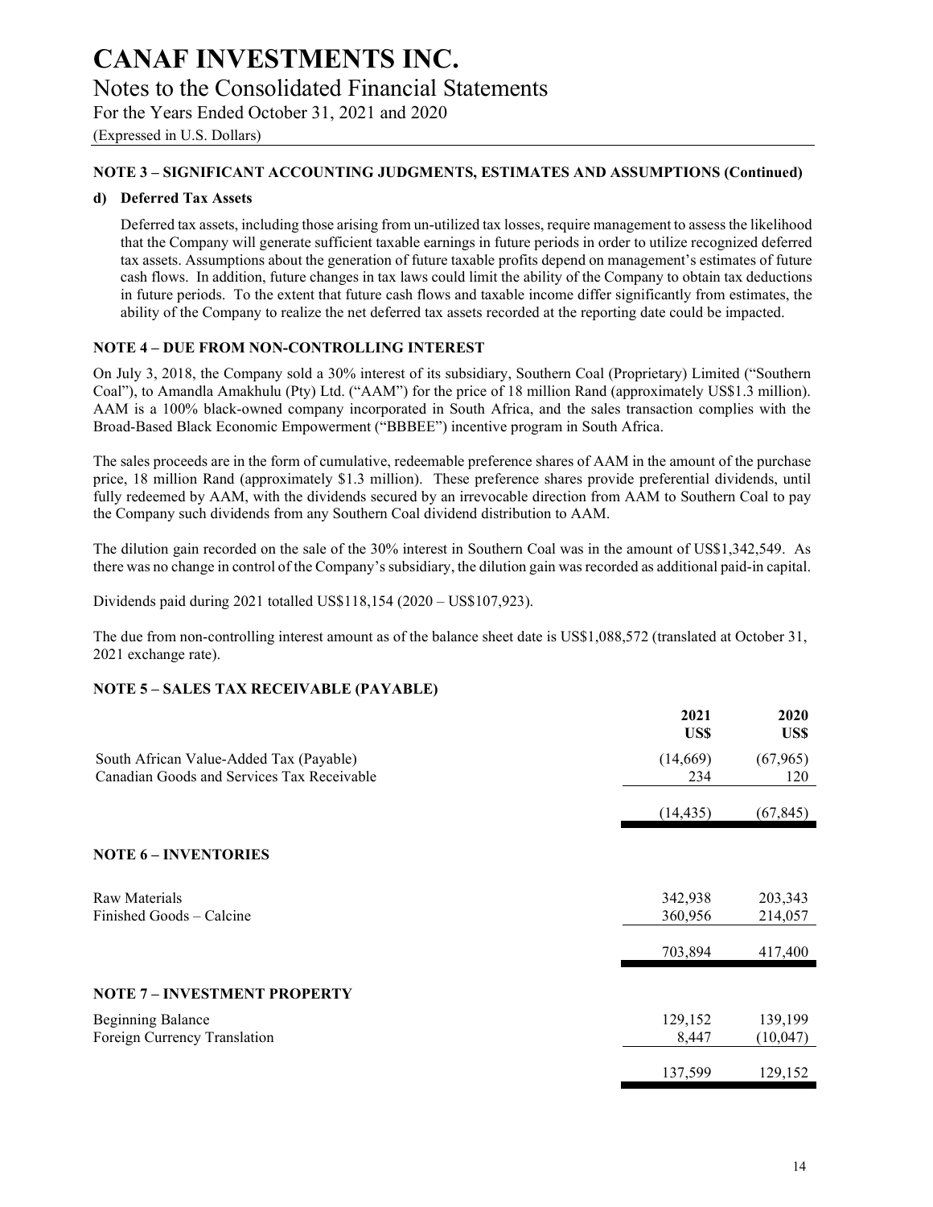# CANAF INVESTMENTS INC.

## Notes to the Consolidated Financial Statements

For the Years Ended October 31, 2021 and 2020

(Expressed in U.S. Dollars)

### NOTE 3 – SIGNIFICANT ACCOUNTING JUDGMENTS, ESTIMATES AND ASSUMPTIONS (Continued)

**d) Deferred Tax Assets**

Deferred tax assets, including those arising from un-utilized tax losses, require management to assess the likelihood that the Company will generate sufficient taxable earnings in future periods in order to utilize recognized deferred tax assets. Assumptions about the generation of future taxable profits depend on management's estimates of future cash flows. In addition, future changes in tax laws could limit the ability of the Company to obtain tax deductions in future periods. To the extent that future cash flows and taxable income differ significantly from estimates, the ability of the Company to realize the net deferred tax assets recorded at the reporting date could be impacted.

### NOTE 4 – DUE FROM NON-CONTROLLING INTEREST

On July 3, 2018, the Company sold a 30% interest of its subsidiary, Southern Coal (Proprietary) Limited ("Southern Coal"), to Amandla Amakhulu (Pty) Ltd. ("AAM") for the price of 18 million Rand (approximately US$1.3 million). AAM is a 100% black-owned company incorporated in South Africa, and the sales transaction complies with the Broad-Based Black Economic Empowerment ("BBBEE") incentive program in South Africa.

The sales proceeds are in the form of cumulative, redeemable preference shares of AAM in the amount of the purchase price, 18 million Rand (approximately $1.3 million). These preference shares provide preferential dividends, until fully redeemed by AAM, with the dividends secured by an irrevocable direction from AAM to Southern Coal to pay the Company such dividends from any Southern Coal dividend distribution to AAM.

The dilution gain recorded on the sale of the 30% interest in Southern Coal was in the amount of US$1,342,549. As there was no change in control of the Company's subsidiary, the dilution gain was recorded as additional paid-in capital.

Dividends paid during 2021 totalled US$118,154 (2020 – US$107,923).

The due from non-controlling interest amount as of the balance sheet date is US$1,088,572 (translated at October 31, 2021 exchange rate).

### NOTE 5 – SALES TAX RECEIVABLE (PAYABLE)

| | 2021 US$ | 2020 US$ |
|---|---|---|
| South African Value-Added Tax (Payable) | (14,669) | (67,965) |
| Canadian Goods and Services Tax Receivable | 234 | 120 |
| | (14,435) | (67,845) |

### NOTE 6 – INVENTORIES

| | 2021 US$ | 2020 US$ |
|---|---|---|
| Raw Materials | 342,938 | 203,343 |
| Finished Goods – Calcine | 360,956 | 214,057 |
| | 703,894 | 417,400 |

### NOTE 7 – INVESTMENT PROPERTY

| | 2021 US$ | 2020 US$ |
|---|---|---|
| Beginning Balance | 129,152 | 139,199 |
| Foreign Currency Translation | 8,447 | (10,047) |
| | 137,599 | 129,152 |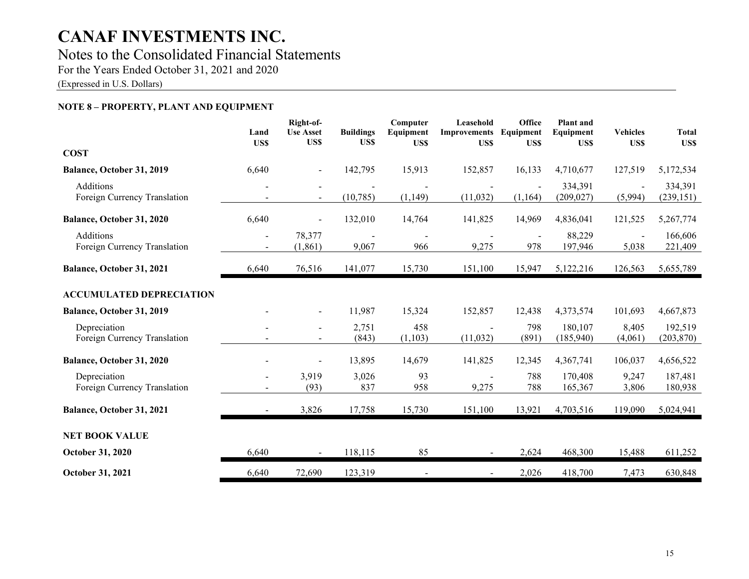# CANAF INVESTMENTS INC.

## Notes to the Consolidated Financial Statements

For the Years Ended October 31, 2021 and 2020

(Expressed in U.S. Dollars)

### NOTE 8 – PROPERTY, PLANT AND EQUIPMENT

| | Land US$ | Right-of-Use Asset US$ | Buildings US$ | Computer Equipment US$ | Leasehold Improvements US$ | Office Equipment US$ | Plant and Equipment US$ | Vehicles US$ | Total US$ |
|---|---|---|---|---|---|---|---|---|---|
| **COST** | | | | | | | | | |
| **Balance, October 31, 2019** | 6,640 | - | 142,795 | 15,913 | 152,857 | 16,133 | 4,710,677 | 127,519 | 5,172,534 |
| Additions | - | - | - | - | - | - | 334,391 | - | 334,391 |
| Foreign Currency Translation | - | - | (10,785) | (1,149) | (11,032) | (1,164) | (209,027) | (5,994) | (239,151) |
| **Balance, October 31, 2020** | 6,640 | - | 132,010 | 14,764 | 141,825 | 14,969 | 4,836,041 | 121,525 | 5,267,774 |
| Additions | - | 78,377 | - | - | - | - | 88,229 | - | 166,606 |
| Foreign Currency Translation | - | (1,861) | 9,067 | 966 | 9,275 | 978 | 197,946 | 5,038 | 221,409 |
| **Balance, October 31, 2021** | 6,640 | 76,516 | 141,077 | 15,730 | 151,100 | 15,947 | 5,122,216 | 126,563 | 5,655,789 |
| **ACCUMULATED DEPRECIATION** | | | | | | | | | |
| **Balance, October 31, 2019** | - | - | 11,987 | 15,324 | 152,857 | 12,438 | 4,373,574 | 101,693 | 4,667,873 |
| Depreciation | - | - | 2,751 | 458 | - | 798 | 180,107 | 8,405 | 192,519 |
| Foreign Currency Translation | - | - | (843) | (1,103) | (11,032) | (891) | (185,940) | (4,061) | (203,870) |
| **Balance, October 31, 2020** | - | - | 13,895 | 14,679 | 141,825 | 12,345 | 4,367,741 | 106,037 | 4,656,522 |
| Depreciation | - | 3,919 | 3,026 | 93 | - | 788 | 170,408 | 9,247 | 187,481 |
| Foreign Currency Translation | - | (93) | 837 | 958 | 9,275 | 788 | 165,367 | 3,806 | 180,938 |
| **Balance, October 31, 2021** | - | 3,826 | 17,758 | 15,730 | 151,100 | 13,921 | 4,703,516 | 119,090 | 5,024,941 |
| **NET BOOK VALUE** | | | | | | | | | |
| **October 31, 2020** | 6,640 | - | 118,115 | 85 | - | 2,624 | 468,300 | 15,488 | 611,252 |
| **October 31, 2021** | 6,640 | 72,690 | 123,319 | - | - | 2,026 | 418,700 | 7,473 | 630,848 |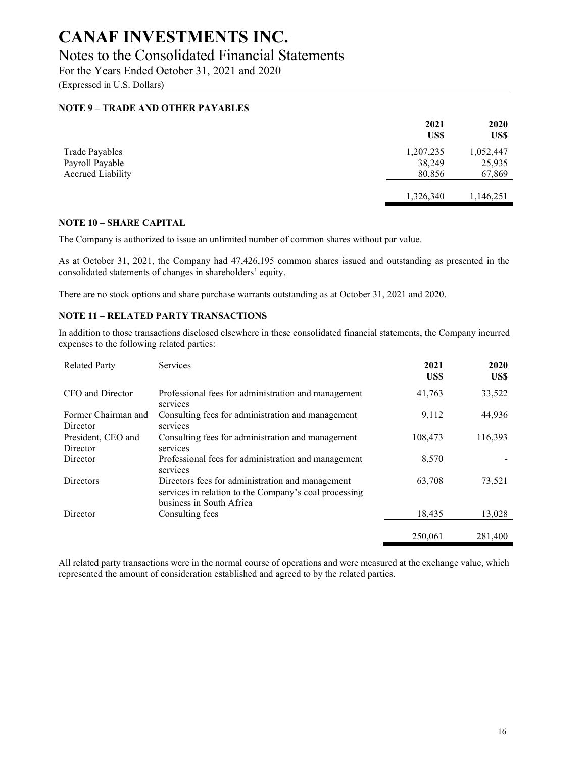# CANAF INVESTMENTS INC.

## Notes to the Consolidated Financial Statements

For the Years Ended October 31, 2021 and 2020

(Expressed in U.S. Dollars)

### NOTE 9 – TRADE AND OTHER PAYABLES

| | 2021 US$ | 2020 US$ |
|---|---|---|
| Trade Payables | 1,207,235 | 1,052,447 |
| Payroll Payable | 38,249 | 25,935 |
| Accrued Liability | 80,856 | 67,869 |
| | 1,326,340 | 1,146,251 |

### NOTE 10 – SHARE CAPITAL

The Company is authorized to issue an unlimited number of common shares without par value.

As at October 31, 2021, the Company had 47,426,195 common shares issued and outstanding as presented in the consolidated statements of changes in shareholders' equity.

There are no stock options and share purchase warrants outstanding as at October 31, 2021 and 2020.

### NOTE 11 – RELATED PARTY TRANSACTIONS

In addition to those transactions disclosed elsewhere in these consolidated financial statements, the Company incurred expenses to the following related parties:

| Related Party | Services | 2021 US$ | 2020 US$ |
|---|---|---|---|
| CFO and Director | Professional fees for administration and management services | 41,763 | 33,522 |
| Former Chairman and Director | Consulting fees for administration and management services | 9,112 | 44,936 |
| President, CEO and Director | Consulting fees for administration and management services | 108,473 | 116,393 |
| Director | Professional fees for administration and management services | 8,570 | - |
| Directors | Directors fees for administration and management services in relation to the Company's coal processing business in South Africa | 63,708 | 73,521 |
| Director | Consulting fees | 18,435 | 13,028 |
| | | 250,061 | 281,400 |

All related party transactions were in the normal course of operations and were measured at the exchange value, which represented the amount of consideration established and agreed to by the related parties.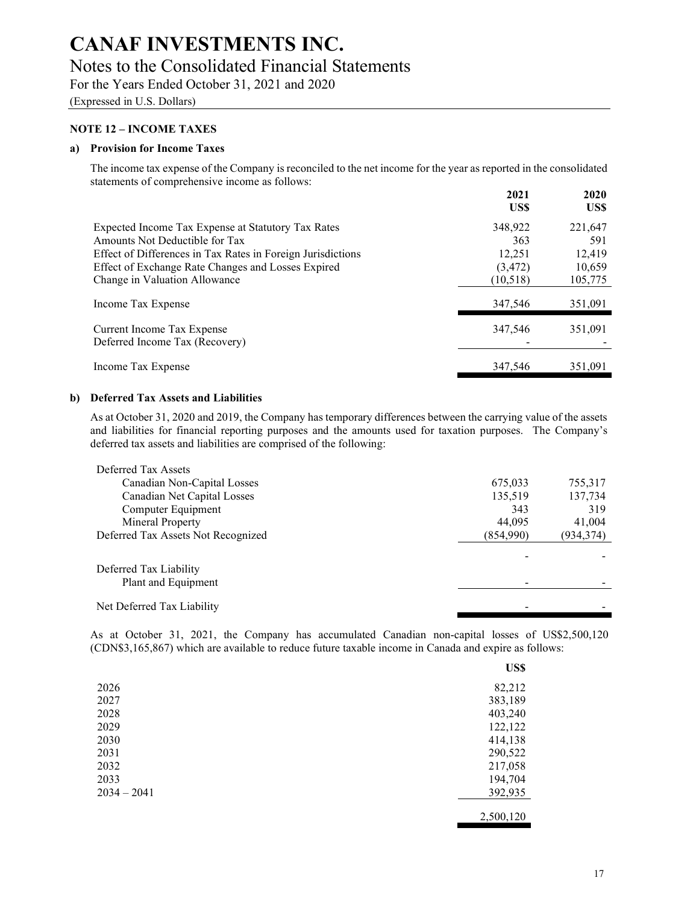# CANAF INVESTMENTS INC.

## Notes to the Consolidated Financial Statements

For the Years Ended October 31, 2021 and 2020

(Expressed in U.S. Dollars)

### NOTE 12 – INCOME TAXES

**a) Provision for Income Taxes**

The income tax expense of the Company is reconciled to the net income for the year as reported in the consolidated statements of comprehensive income as follows:

| | 2021 US$ | 2020 US$ |
|---|---|---|
| Expected Income Tax Expense at Statutory Tax Rates | 348,922 | 221,647 |
| Amounts Not Deductible for Tax | 363 | 591 |
| Effect of Differences in Tax Rates in Foreign Jurisdictions | 12,251 | 12,419 |
| Effect of Exchange Rate Changes and Losses Expired | (3,472) | 10,659 |
| Change in Valuation Allowance | (10,518) | 105,775 |
| Income Tax Expense | 347,546 | 351,091 |
| Current Income Tax Expense | 347,546 | 351,091 |
| Deferred Income Tax (Recovery) | - | - |
| Income Tax Expense | 347,546 | 351,091 |

**b) Deferred Tax Assets and Liabilities**

As at October 31, 2020 and 2019, the Company has temporary differences between the carrying value of the assets and liabilities for financial reporting purposes and the amounts used for taxation purposes. The Company's deferred tax assets and liabilities are comprised of the following:

| | | |
|---|---|---|
| Deferred Tax Assets | | |
| Canadian Non-Capital Losses | 675,033 | 755,317 |
| Canadian Net Capital Losses | 135,519 | 137,734 |
| Computer Equipment | 343 | 319 |
| Mineral Property | 44,095 | 41,004 |
| Deferred Tax Assets Not Recognized | (854,990) | (934,374) |
| | - | - |
| Deferred Tax Liability | | |
| Plant and Equipment | - | - |
| Net Deferred Tax Liability | - | - |

As at October 31, 2021, the Company has accumulated Canadian non-capital losses of US$2,500,120 (CDN$3,165,867) which are available to reduce future taxable income in Canada and expire as follows:

| | US$ |
|---|---|
| 2026 | 82,212 |
| 2027 | 383,189 |
| 2028 | 403,240 |
| 2029 | 122,122 |
| 2030 | 414,138 |
| 2031 | 290,522 |
| 2032 | 217,058 |
| 2033 | 194,704 |
| 2034 – 2041 | 392,935 |
| | 2,500,120 |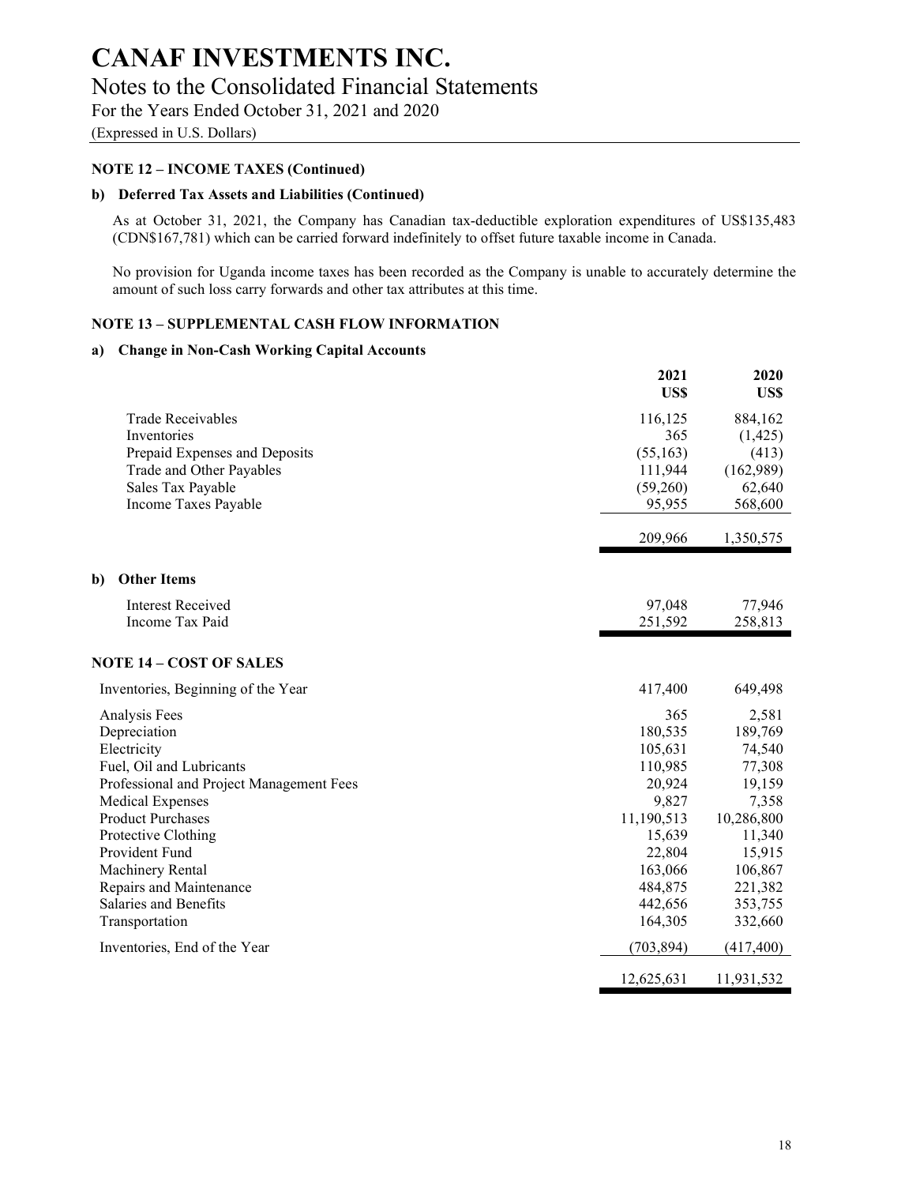# CANAF INVESTMENTS INC.

## Notes to the Consolidated Financial Statements

For the Years Ended October 31, 2021 and 2020

(Expressed in U.S. Dollars)

### NOTE 12 – INCOME TAXES (Continued)

#### b) Deferred Tax Assets and Liabilities (Continued)

As at October 31, 2021, the Company has Canadian tax-deductible exploration expenditures of US$135,483 (CDN$167,781) which can be carried forward indefinitely to offset future taxable income in Canada.

No provision for Uganda income taxes has been recorded as the Company is unable to accurately determine the amount of such loss carry forwards and other tax attributes at this time.

### NOTE 13 – SUPPLEMENTAL CASH FLOW INFORMATION

#### a) Change in Non-Cash Working Capital Accounts

| | 2021 US$ | 2020 US$ |
|---|---|---|
| Trade Receivables | 116,125 | 884,162 |
| Inventories | 365 | (1,425) |
| Prepaid Expenses and Deposits | (55,163) | (413) |
| Trade and Other Payables | 111,944 | (162,989) |
| Sales Tax Payable | (59,260) | 62,640 |
| Income Taxes Payable | 95,955 | 568,600 |
| | 209,966 | 1,350,575 |

#### b) Other Items

| | 2021 US$ | 2020 US$ |
|---|---|---|
| Interest Received | 97,048 | 77,946 |
| Income Tax Paid | 251,592 | 258,813 |

### NOTE 14 – COST OF SALES

| | 2021 US$ | 2020 US$ |
|---|---|---|
| Inventories, Beginning of the Year | 417,400 | 649,498 |
| Analysis Fees | 365 | 2,581 |
| Depreciation | 180,535 | 189,769 |
| Electricity | 105,631 | 74,540 |
| Fuel, Oil and Lubricants | 110,985 | 77,308 |
| Professional and Project Management Fees | 20,924 | 19,159 |
| Medical Expenses | 9,827 | 7,358 |
| Product Purchases | 11,190,513 | 10,286,800 |
| Protective Clothing | 15,639 | 11,340 |
| Provident Fund | 22,804 | 15,915 |
| Machinery Rental | 163,066 | 106,867 |
| Repairs and Maintenance | 484,875 | 221,382 |
| Salaries and Benefits | 442,656 | 353,755 |
| Transportation | 164,305 | 332,660 |
| Inventories, End of the Year | (703,894) | (417,400) |
| | 12,625,631 | 11,931,532 |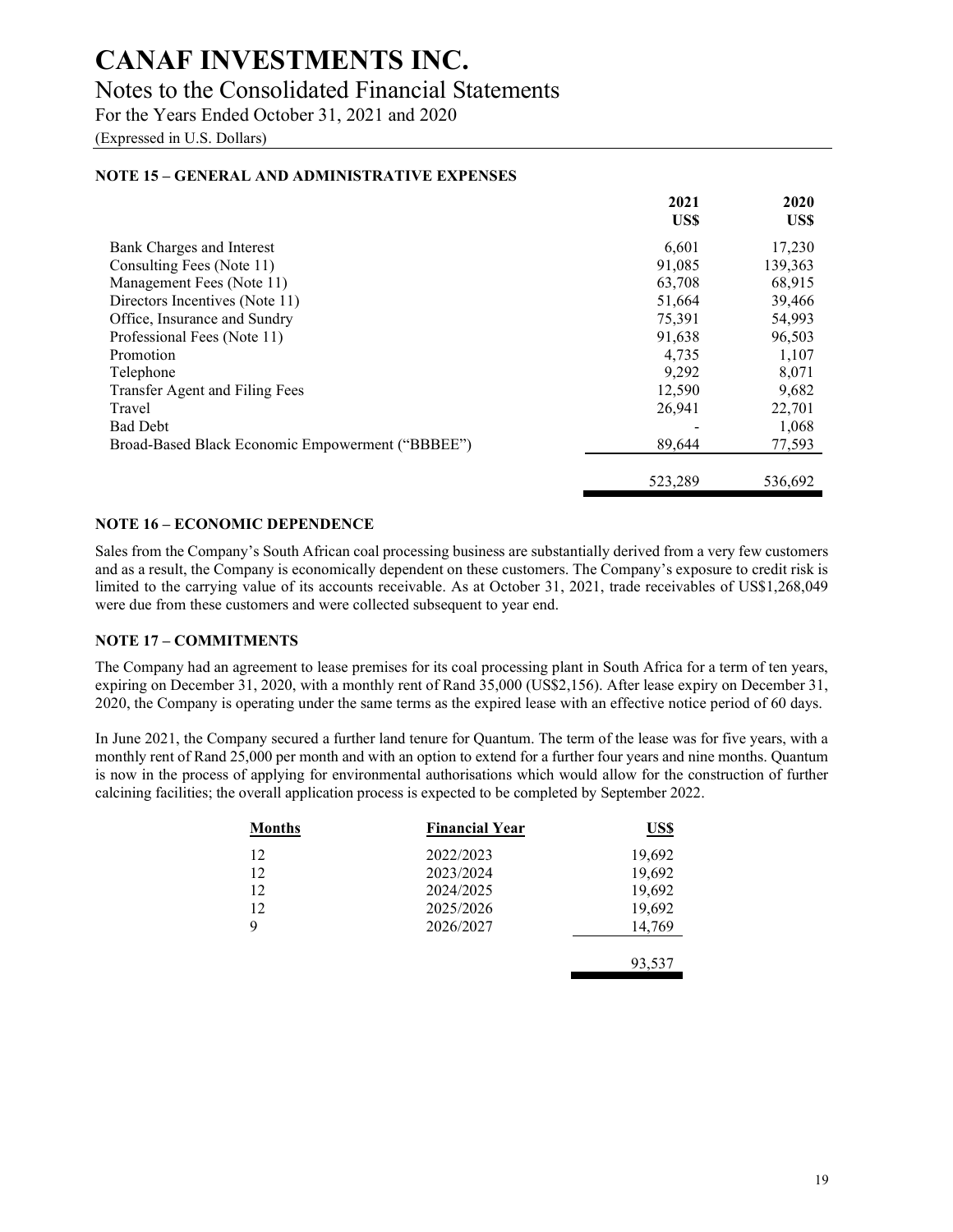# CANAF INVESTMENTS INC.

## Notes to the Consolidated Financial Statements

For the Years Ended October 31, 2021 and 2020

(Expressed in U.S. Dollars)

### NOTE 15 – GENERAL AND ADMINISTRATIVE EXPENSES

| | 2021 US$ | 2020 US$ |
|---|---|---|
| Bank Charges and Interest | 6,601 | 17,230 |
| Consulting Fees (Note 11) | 91,085 | 139,363 |
| Management Fees (Note 11) | 63,708 | 68,915 |
| Directors Incentives (Note 11) | 51,664 | 39,466 |
| Office, Insurance and Sundry | 75,391 | 54,993 |
| Professional Fees (Note 11) | 91,638 | 96,503 |
| Promotion | 4,735 | 1,107 |
| Telephone | 9,292 | 8,071 |
| Transfer Agent and Filing Fees | 12,590 | 9,682 |
| Travel | 26,941 | 22,701 |
| Bad Debt | - | 1,068 |
| Broad-Based Black Economic Empowerment ("BBBEE") | 89,644 | 77,593 |
| | 523,289 | 536,692 |

### NOTE 16 – ECONOMIC DEPENDENCE

Sales from the Company's South African coal processing business are substantially derived from a very few customers and as a result, the Company is economically dependent on these customers. The Company's exposure to credit risk is limited to the carrying value of its accounts receivable. As at October 31, 2021, trade receivables of US$1,268,049 were due from these customers and were collected subsequent to year end.

### NOTE 17 – COMMITMENTS

The Company had an agreement to lease premises for its coal processing plant in South Africa for a term of ten years, expiring on December 31, 2020, with a monthly rent of Rand 35,000 (US$2,156). After lease expiry on December 31, 2020, the Company is operating under the same terms as the expired lease with an effective notice period of 60 days.

In June 2021, the Company secured a further land tenure for Quantum. The term of the lease was for five years, with a monthly rent of Rand 25,000 per month and with an option to extend for a further four years and nine months. Quantum is now in the process of applying for environmental authorisations which would allow for the construction of further calcining facilities; the overall application process is expected to be completed by September 2022.

| Months | Financial Year | US$ |
|---|---|---|
| 12 | 2022/2023 | 19,692 |
| 12 | 2023/2024 | 19,692 |
| 12 | 2024/2025 | 19,692 |
| 12 | 2025/2026 | 19,692 |
| 9 | 2026/2027 | 14,769 |
| | | 93,537 |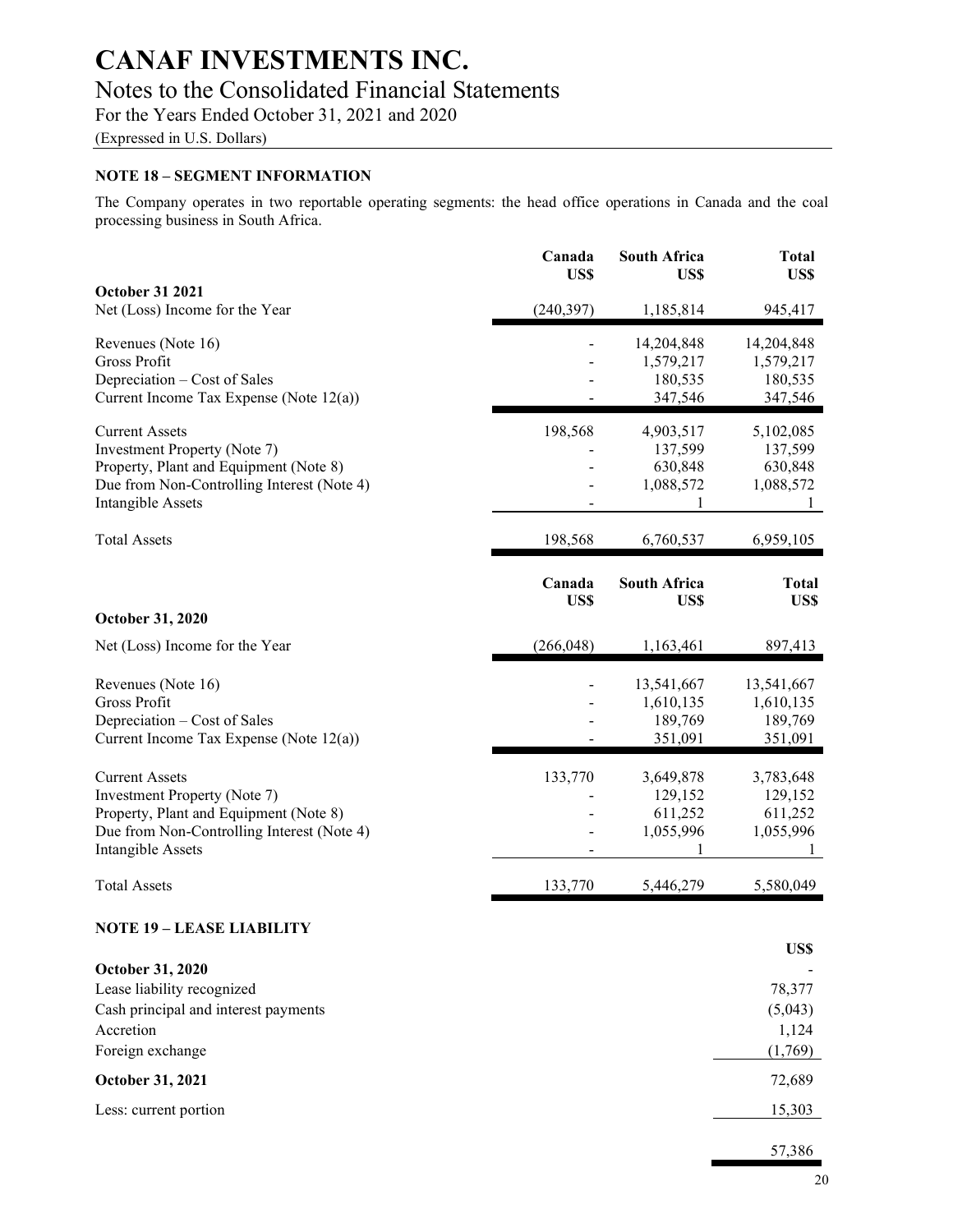# CANAF INVESTMENTS INC.

## Notes to the Consolidated Financial Statements

For the Years Ended October 31, 2021 and 2020

(Expressed in U.S. Dollars)

### NOTE 18 – SEGMENT INFORMATION

The Company operates in two reportable operating segments: the head office operations in Canada and the coal processing business in South Africa.

| | Canada US$ | South Africa US$ | Total US$ |
|---|---|---|---|
| **October 31 2021** | | | |
| Net (Loss) Income for the Year | (240,397) | 1,185,814 | 945,417 |
| Revenues (Note 16) | - | 14,204,848 | 14,204,848 |
| Gross Profit | - | 1,579,217 | 1,579,217 |
| Depreciation – Cost of Sales | - | 180,535 | 180,535 |
| Current Income Tax Expense (Note 12(a)) | - | 347,546 | 347,546 |
| Current Assets | 198,568 | 4,903,517 | 5,102,085 |
| Investment Property (Note 7) | - | 137,599 | 137,599 |
| Property, Plant and Equipment (Note 8) | - | 630,848 | 630,848 |
| Due from Non-Controlling Interest (Note 4) | - | 1,088,572 | 1,088,572 |
| Intangible Assets | - | 1 | 1 |
| Total Assets | 198,568 | 6,760,537 | 6,959,105 |

| | Canada US$ | South Africa US$ | Total US$ |
|---|---|---|---|
| **October 31, 2020** | | | |
| Net (Loss) Income for the Year | (266,048) | 1,163,461 | 897,413 |
| Revenues (Note 16) | - | 13,541,667 | 13,541,667 |
| Gross Profit | - | 1,610,135 | 1,610,135 |
| Depreciation – Cost of Sales | - | 189,769 | 189,769 |
| Current Income Tax Expense (Note 12(a)) | - | 351,091 | 351,091 |
| Current Assets | 133,770 | 3,649,878 | 3,783,648 |
| Investment Property (Note 7) | - | 129,152 | 129,152 |
| Property, Plant and Equipment (Note 8) | - | 611,252 | 611,252 |
| Due from Non-Controlling Interest (Note 4) | - | 1,055,996 | 1,055,996 |
| Intangible Assets | - | 1 | 1 |
| Total Assets | 133,770 | 5,446,279 | 5,580,049 |

### NOTE 19 – LEASE LIABILITY

| | US$ |
|---|---|
| **October 31, 2020** | - |
| Lease liability recognized | 78,377 |
| Cash principal and interest payments | (5,043) |
| Accretion | 1,124 |
| Foreign exchange | (1,769) |
| **October 31, 2021** | 72,689 |
| Less: current portion | 15,303 |
| | 57,386 |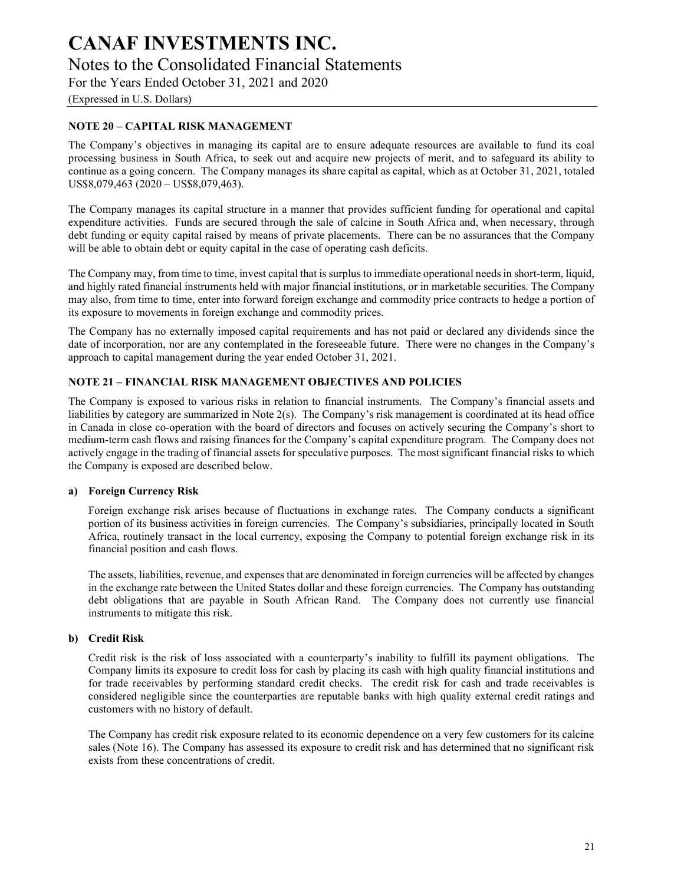## NOTE 20 – CAPITAL RISK MANAGEMENT

The Company's objectives in managing its capital are to ensure adequate resources are available to fund its coal processing business in South Africa, to seek out and acquire new projects of merit, and to safeguard its ability to continue as a going concern. The Company manages its share capital as capital, which as at October 31, 2021, totaled US$8,079,463 (2020 – US$8,079,463).

The Company manages its capital structure in a manner that provides sufficient funding for operational and capital expenditure activities. Funds are secured through the sale of calcine in South Africa and, when necessary, through debt funding or equity capital raised by means of private placements. There can be no assurances that the Company will be able to obtain debt or equity capital in the case of operating cash deficits.

The Company may, from time to time, invest capital that is surplus to immediate operational needs in short-term, liquid, and highly rated financial instruments held with major financial institutions, or in marketable securities. The Company may also, from time to time, enter into forward foreign exchange and commodity price contracts to hedge a portion of its exposure to movements in foreign exchange and commodity prices.

The Company has no externally imposed capital requirements and has not paid or declared any dividends since the date of incorporation, nor are any contemplated in the foreseeable future. There were no changes in the Company's approach to capital management during the year ended October 31, 2021.

## NOTE 21 – FINANCIAL RISK MANAGEMENT OBJECTIVES AND POLICIES

The Company is exposed to various risks in relation to financial instruments. The Company's financial assets and liabilities by category are summarized in Note 2(s). The Company's risk management is coordinated at its head office in Canada in close co-operation with the board of directors and focuses on actively securing the Company's short to medium-term cash flows and raising finances for the Company's capital expenditure program. The Company does not actively engage in the trading of financial assets for speculative purposes. The most significant financial risks to which the Company is exposed are described below.

### a) Foreign Currency Risk

Foreign exchange risk arises because of fluctuations in exchange rates. The Company conducts a significant portion of its business activities in foreign currencies. The Company's subsidiaries, principally located in South Africa, routinely transact in the local currency, exposing the Company to potential foreign exchange risk in its financial position and cash flows.

The assets, liabilities, revenue, and expenses that are denominated in foreign currencies will be affected by changes in the exchange rate between the United States dollar and these foreign currencies. The Company has outstanding debt obligations that are payable in South African Rand. The Company does not currently use financial instruments to mitigate this risk.

### b) Credit Risk

Credit risk is the risk of loss associated with a counterparty's inability to fulfill its payment obligations. The Company limits its exposure to credit loss for cash by placing its cash with high quality financial institutions and for trade receivables by performing standard credit checks. The credit risk for cash and trade receivables is considered negligible since the counterparties are reputable banks with high quality external credit ratings and customers with no history of default.

The Company has credit risk exposure related to its economic dependence on a very few customers for its calcine sales (Note 16). The Company has assessed its exposure to credit risk and has determined that no significant risk exists from these concentrations of credit.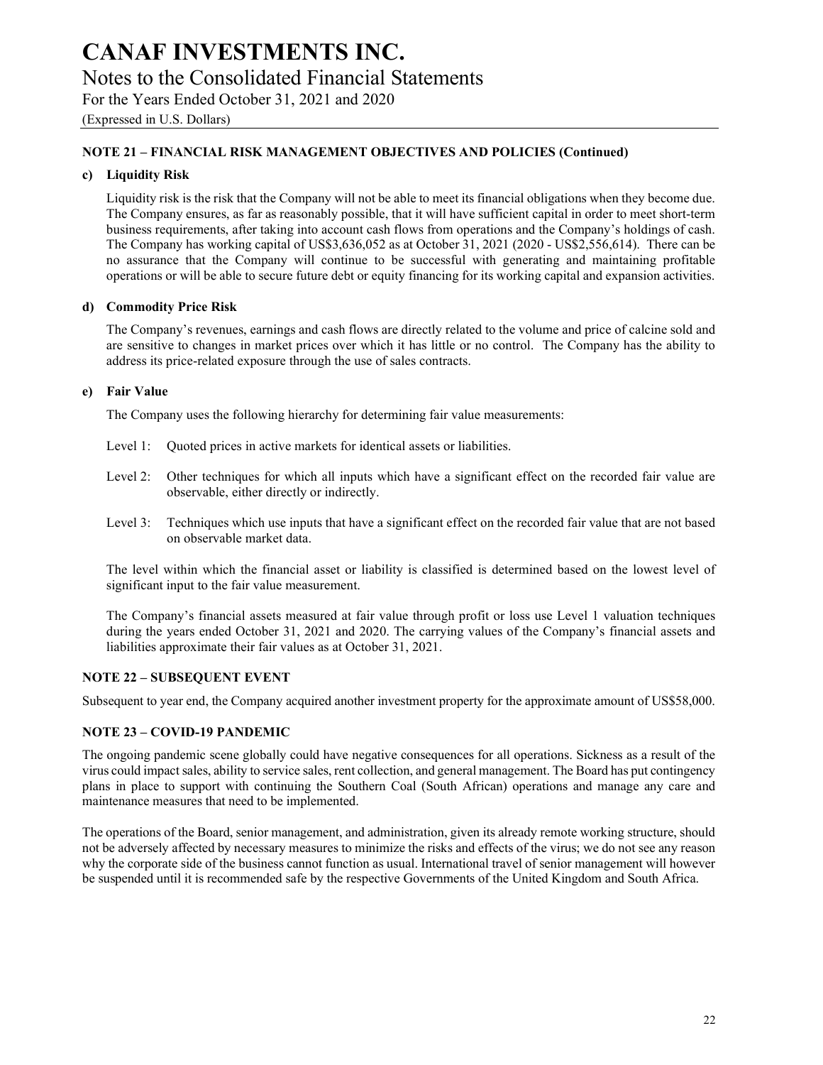# CANAF INVESTMENTS INC.

## Notes to the Consolidated Financial Statements

For the Years Ended October 31, 2021 and 2020

(Expressed in U.S. Dollars)

### NOTE 21 – FINANCIAL RISK MANAGEMENT OBJECTIVES AND POLICIES (Continued)

**c) Liquidity Risk**

Liquidity risk is the risk that the Company will not be able to meet its financial obligations when they become due. The Company ensures, as far as reasonably possible, that it will have sufficient capital in order to meet short-term business requirements, after taking into account cash flows from operations and the Company's holdings of cash. The Company has working capital of US$3,636,052 as at October 31, 2021 (2020 - US$2,556,614). There can be no assurance that the Company will continue to be successful with generating and maintaining profitable operations or will be able to secure future debt or equity financing for its working capital and expansion activities.

**d) Commodity Price Risk**

The Company's revenues, earnings and cash flows are directly related to the volume and price of calcine sold and are sensitive to changes in market prices over which it has little or no control. The Company has the ability to address its price-related exposure through the use of sales contracts.

**e) Fair Value**

The Company uses the following hierarchy for determining fair value measurements:

Level 1: Quoted prices in active markets for identical assets or liabilities.

Level 2: Other techniques for which all inputs which have a significant effect on the recorded fair value are observable, either directly or indirectly.

Level 3: Techniques which use inputs that have a significant effect on the recorded fair value that are not based on observable market data.

The level within which the financial asset or liability is classified is determined based on the lowest level of significant input to the fair value measurement.

The Company's financial assets measured at fair value through profit or loss use Level 1 valuation techniques during the years ended October 31, 2021 and 2020. The carrying values of the Company's financial assets and liabilities approximate their fair values as at October 31, 2021.

### NOTE 22 – SUBSEQUENT EVENT

Subsequent to year end, the Company acquired another investment property for the approximate amount of US$58,000.

### NOTE 23 – COVID-19 PANDEMIC

The ongoing pandemic scene globally could have negative consequences for all operations. Sickness as a result of the virus could impact sales, ability to service sales, rent collection, and general management. The Board has put contingency plans in place to support with continuing the Southern Coal (South African) operations and manage any care and maintenance measures that need to be implemented.

The operations of the Board, senior management, and administration, given its already remote working structure, should not be adversely affected by necessary measures to minimize the risks and effects of the virus; we do not see any reason why the corporate side of the business cannot function as usual. International travel of senior management will however be suspended until it is recommended safe by the respective Governments of the United Kingdom and South Africa.